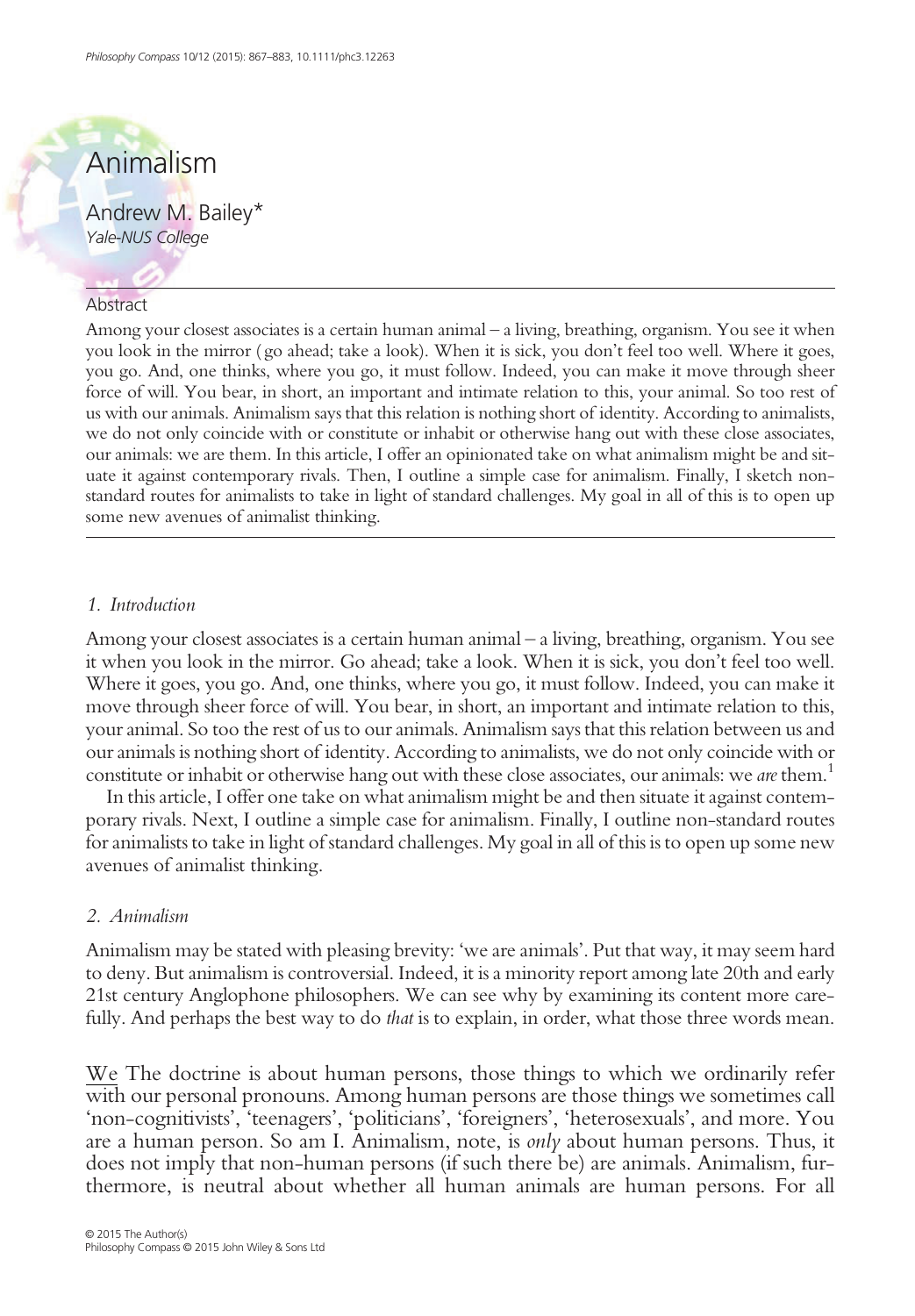# Animalism

**Andrew M. Bailey***
*Yale-NUS College*

## Abstract

Among your closest associates is a certain human animal – a living, breathing, organism. You see it when you look in the mirror (go ahead; take a look). When it is sick, you don't feel too well. Where it goes, you go. And, one thinks, where you go, it must follow. Indeed, you can make it move through sheer force of will. You bear, in short, an important and intimate relation to this, your animal. So too rest of us with our animals. Animalism says that this relation is nothing short of identity. According to animalists, we do not only coincide with or constitute or inhabit or otherwise hang out with these close associates, our animals: we are them. In this article, I offer an opinionated take on what animalism might be and situate it against contemporary rivals. Then, I outline a simple case for animalism. Finally, I sketch non-standard routes for animalists to take in light of standard challenges. My goal in all of this is to open up some new avenues of animalist thinking.

## *1. Introduction*

Among your closest associates is a certain human animal – a living, breathing, organism. You see it when you look in the mirror. Go ahead; take a look. When it is sick, you don't feel too well. Where it goes, you go. And, one thinks, where you go, it must follow. Indeed, you can make it move through sheer force of will. You bear, in short, an important and intimate relation to this, your animal. So too the rest of us to our animals. Animalism says that this relation between us and our animals is nothing short of identity. According to animalists, we do not only coincide with or constitute or inhabit or otherwise hang out with these close associates, our animals: we *are* them.[1]

In this article, I offer one take on what animalism might be and then situate it against contemporary rivals. Next, I outline a simple case for animalism. Finally, I outline non-standard routes for animalists to take in light of standard challenges. My goal in all of this is to open up some new avenues of animalist thinking.

## *2. Animalism*

Animalism may be stated with pleasing brevity: 'we are animals'. Put that way, it may seem hard to deny. But animalism is controversial. Indeed, it is a minority report among late 20th and early 21st century Anglophone philosophers. We can see why by examining its content more carefully. And perhaps the best way to do *that* is to explain, in order, what those three words mean.

<u>We</u> The doctrine is about human persons, those things to which we ordinarily refer with our personal pronouns. Among human persons are those things we sometimes call 'non-cognitivists', 'teenagers', 'politicians', 'foreigners', 'heterosexuals', and more. You are a human person. So am I. Animalism, note, is *only* about human persons. Thus, it does not imply that non-human persons (if such there be) are animals. Animalism, furthermore, is neutral about whether all human animals are human persons. For all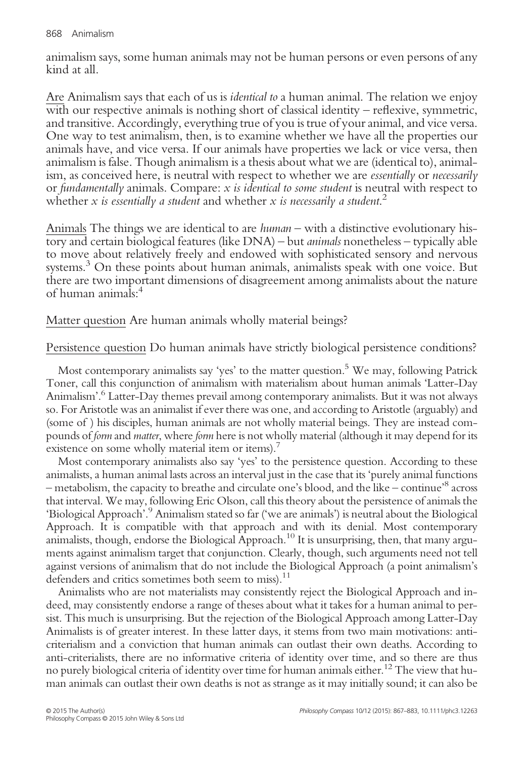animalism says, some human animals may not be human persons or even persons of any kind at all.

Are Animalism says that each of us is *identical to* a human animal. The relation we enjoy with our respective animals is nothing short of classical identity – reflexive, symmetric, and transitive. Accordingly, everything true of you is true of your animal, and vice versa. One way to test animalism, then, is to examine whether we have all the properties our animals have, and vice versa. If our animals have properties we lack or vice versa, then animalism is false. Though animalism is a thesis about what we are (identical to), animalism, as conceived here, is neutral with respect to whether we are *essentially* or *necessarily* or *fundamentally* animals. Compare: *x is identical to some student* is neutral with respect to whether *x is essentially a student* and whether *x is necessarily a student*.[2]

Animals The things we are identical to are *human* – with a distinctive evolutionary history and certain biological features (like DNA) – but *animals* nonetheless – typically able to move about relatively freely and endowed with sophisticated sensory and nervous systems.[3] On these points about human animals, animalists speak with one voice. But there are two important dimensions of disagreement among animalists about the nature of human animals:[4]

Matter question Are human animals wholly material beings?

Persistence question Do human animals have strictly biological persistence conditions?

Most contemporary animalists say 'yes' to the matter question.[5] We may, following Patrick Toner, call this conjunction of animalism with materialism about human animals 'Latter-Day Animalism'.[6] Latter-Day themes prevail among contemporary animalists. But it was not always so. For Aristotle was an animalist if ever there was one, and according to Aristotle (arguably) and (some of ) his disciples, human animals are not wholly material beings. They are instead compounds of *form* and *matter*, where *form* here is not wholly material (although it may depend for its existence on some wholly material item or items).[7]

Most contemporary animalists also say 'yes' to the persistence question. According to these animalists, a human animal lasts across an interval just in the case that its 'purely animal functions – metabolism, the capacity to breathe and circulate one's blood, and the like – continue'[8] across that interval. We may, following Eric Olson, call this theory about the persistence of animals the 'Biological Approach'.[9] Animalism stated so far ('we are animals') is neutral about the Biological Approach. It is compatible with that approach and with its denial. Most contemporary animalists, though, endorse the Biological Approach.[10] It is unsurprising, then, that many arguments against animalism target that conjunction. Clearly, though, such arguments need not tell against versions of animalism that do not include the Biological Approach (a point animalism's defenders and critics sometimes both seem to miss).[11]

Animalists who are not materialists may consistently reject the Biological Approach and indeed, may consistently endorse a range of theses about what it takes for a human animal to persist. This much is unsurprising. But the rejection of the Biological Approach among Latter-Day Animalists is of greater interest. In these latter days, it stems from two main motivations: anti-criterialism and a conviction that human animals can outlast their own deaths. According to anti-criterialists, there are no informative criteria of identity over time, and so there are thus no purely biological criteria of identity over time for human animals either.[12] The view that human animals can outlast their own deaths is not as strange as it may initially sound; it can also be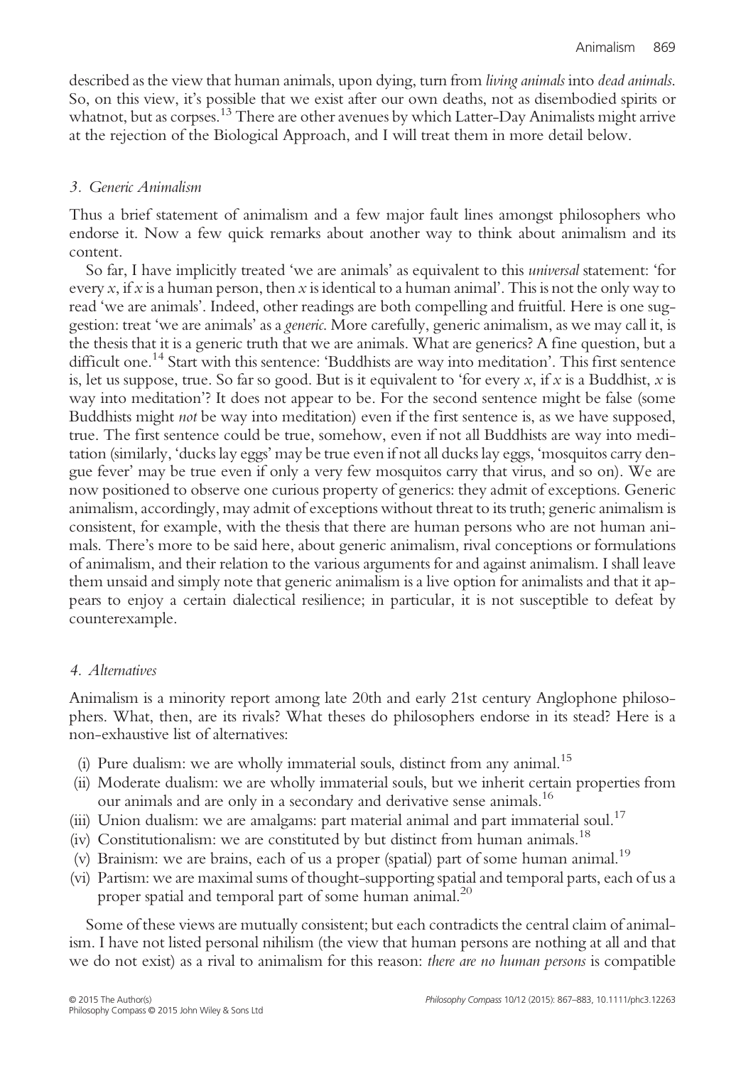described as the view that human animals, upon dying, turn from *living animals* into *dead animals*. So, on this view, it's possible that we exist after our own deaths, not as disembodied spirits or whatnot, but as corpses.[13] There are other avenues by which Latter-Day Animalists might arrive at the rejection of the Biological Approach, and I will treat them in more detail below.

### *3. Generic Animalism*

Thus a brief statement of animalism and a few major fault lines amongst philosophers who endorse it. Now a few quick remarks about another way to think about animalism and its content.

So far, I have implicitly treated 'we are animals' as equivalent to this *universal* statement: 'for every $x$, if $x$ is a human person, then $x$ is identical to a human animal'. This is not the only way to read 'we are animals'. Indeed, other readings are both compelling and fruitful. Here is one suggestion: treat 'we are animals' as a *generic*. More carefully, generic animalism, as we may call it, is the thesis that it is a generic truth that we are animals. What are generics? A fine question, but a difficult one.[14] Start with this sentence: 'Buddhists are way into meditation'. This first sentence is, let us suppose, true. So far so good. But is it equivalent to 'for every $x$, if $x$ is a Buddhist, $x$ is way into meditation'? It does not appear to be. For the second sentence might be false (some Buddhists might *not* be way into meditation) even if the first sentence is, as we have supposed, true. The first sentence could be true, somehow, even if not all Buddhists are way into meditation (similarly, 'ducks lay eggs' may be true even if not all ducks lay eggs, 'mosquitos carry dengue fever' may be true even if only a very few mosquitos carry that virus, and so on). We are now positioned to observe one curious property of generics: they admit of exceptions. Generic animalism, accordingly, may admit of exceptions without threat to its truth; generic animalism is consistent, for example, with the thesis that there are human persons who are not human animals. There's more to be said here, about generic animalism, rival conceptions or formulations of animalism, and their relation to the various arguments for and against animalism. I shall leave them unsaid and simply note that generic animalism is a live option for animalists and that it appears to enjoy a certain dialectical resilience; in particular, it is not susceptible to defeat by counterexample.

### *4. Alternatives*

Animalism is a minority report among late 20th and early 21st century Anglophone philosophers. What, then, are its rivals? What theses do philosophers endorse in its stead? Here is a non-exhaustive list of alternatives:

- (i) Pure dualism: we are wholly immaterial souls, distinct from any animal.[15]
- (ii) Moderate dualism: we are wholly immaterial souls, but we inherit certain properties from our animals and are only in a secondary and derivative sense animals.[16]
- (iii) Union dualism: we are amalgams: part material animal and part immaterial soul.[17]
- (iv) Constitutionalism: we are constituted by but distinct from human animals.[18]
- (v) Brainism: we are brains, each of us a proper (spatial) part of some human animal.[19]
- (vi) Partism: we are maximal sums of thought-supporting spatial and temporal parts, each of us a proper spatial and temporal part of some human animal.[20]

Some of these views are mutually consistent; but each contradicts the central claim of animalism. I have not listed personal nihilism (the view that human persons are nothing at all and that we do not exist) as a rival to animalism for this reason: *there are no human persons* is compatible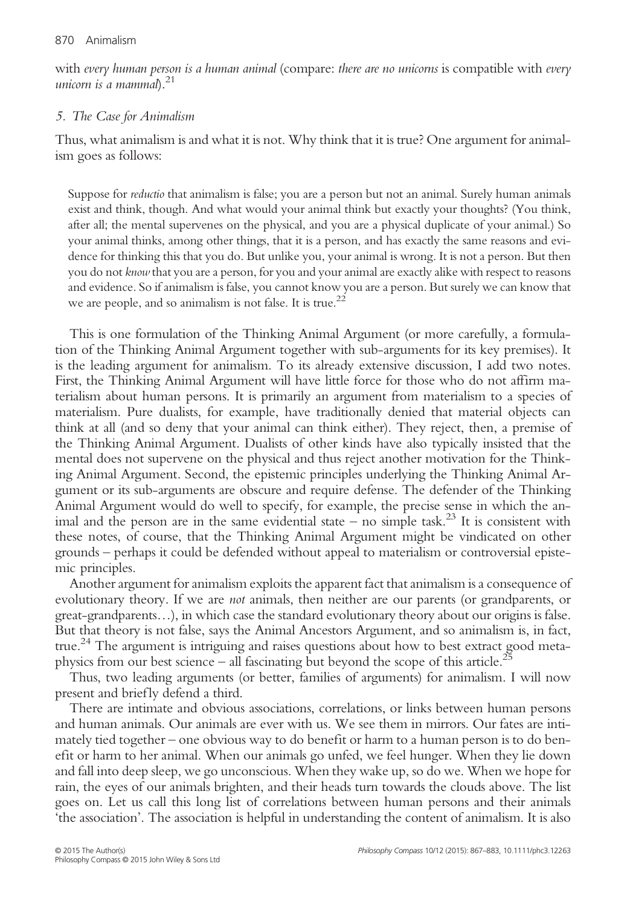with *every human person is a human animal* (compare: *there are no unicorns* is compatible with *every unicorn is a mammal*).[21]

### 5. The Case for Animalism

Thus, what animalism is and what it is not. Why think that it is true? One argument for animalism goes as follows:

> Suppose for *reductio* that animalism is false; you are a person but not an animal. Surely human animals exist and think, though. And what would your animal think but exactly your thoughts? (You think, after all; the mental supervenes on the physical, and you are a physical duplicate of your animal.) So your animal thinks, among other things, that it is a person, and has exactly the same reasons and evidence for thinking this that you do. But unlike you, your animal is wrong. It is not a person. But then you do not *know* that you are a person, for you and your animal are exactly alike with respect to reasons and evidence. So if animalism is false, you cannot know you are a person. But surely we can know that we are people, and so animalism is not false. It is true.[22]

This is one formulation of the Thinking Animal Argument (or more carefully, a formulation of the Thinking Animal Argument together with sub-arguments for its key premises). It is the leading argument for animalism. To its already extensive discussion, I add two notes. First, the Thinking Animal Argument will have little force for those who do not affirm materialism about human persons. It is primarily an argument from materialism to a species of materialism. Pure dualists, for example, have traditionally denied that material objects can think at all (and so deny that your animal can think either). They reject, then, a premise of the Thinking Animal Argument. Dualists of other kinds have also typically insisted that the mental does not supervene on the physical and thus reject another motivation for the Thinking Animal Argument. Second, the epistemic principles underlying the Thinking Animal Argument or its sub-arguments are obscure and require defense. The defender of the Thinking Animal Argument would do well to specify, for example, the precise sense in which the animal and the person are in the same evidential state – no simple task.[23] It is consistent with these notes, of course, that the Thinking Animal Argument might be vindicated on other grounds – perhaps it could be defended without appeal to materialism or controversial epistemic principles.

Another argument for animalism exploits the apparent fact that animalism is a consequence of evolutionary theory. If we are *not* animals, then neither are our parents (or grandparents, or great-grandparents…), in which case the standard evolutionary theory about our origins is false. But that theory is not false, says the Animal Ancestors Argument, and so animalism is, in fact, true.[24] The argument is intriguing and raises questions about how to best extract good metaphysics from our best science – all fascinating but beyond the scope of this article.[25]

Thus, two leading arguments (or better, families of arguments) for animalism. I will now present and briefly defend a third.

There are intimate and obvious associations, correlations, or links between human persons and human animals. Our animals are ever with us. We see them in mirrors. Our fates are intimately tied together – one obvious way to do benefit or harm to a human person is to do benefit or harm to her animal. When our animals go unfed, we feel hunger. When they lie down and fall into deep sleep, we go unconscious. When they wake up, so do we. When we hope for rain, the eyes of our animals brighten, and their heads turn towards the clouds above. The list goes on. Let us call this long list of correlations between human persons and their animals 'the association'. The association is helpful in understanding the content of animalism. It is also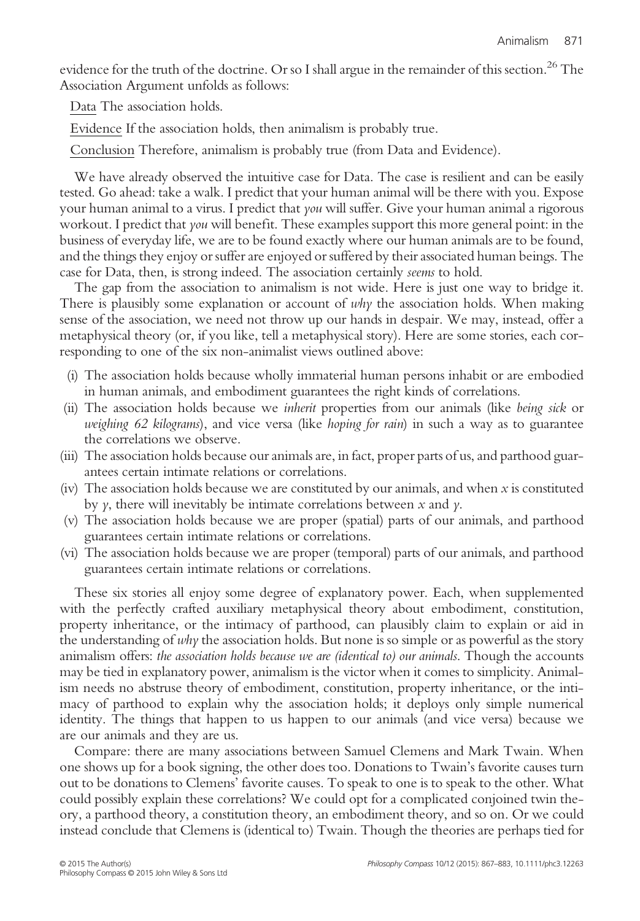evidence for the truth of the doctrine. Or so I shall argue in the remainder of this section.[26] The Association Argument unfolds as follows:

<u>Data</u> The association holds.

<u>Evidence</u> If the association holds, then animalism is probably true.

<u>Conclusion</u> Therefore, animalism is probably true (from Data and Evidence).

We have already observed the intuitive case for Data. The case is resilient and can be easily tested. Go ahead: take a walk. I predict that your human animal will be there with you. Expose your human animal to a virus. I predict that *you* will suffer. Give your human animal a rigorous workout. I predict that *you* will benefit. These examples support this more general point: in the business of everyday life, we are to be found exactly where our human animals are to be found, and the things they enjoy or suffer are enjoyed or suffered by their associated human beings. The case for Data, then, is strong indeed. The association certainly *seems* to hold.

The gap from the association to animalism is not wide. Here is just one way to bridge it. There is plausibly some explanation or account of *why* the association holds. When making sense of the association, we need not throw up our hands in despair. We may, instead, offer a metaphysical theory (or, if you like, tell a metaphysical story). Here are some stories, each corresponding to one of the six non-animalist views outlined above:

(i) The association holds because wholly immaterial human persons inhabit or are embodied in human animals, and embodiment guarantees the right kinds of correlations.
(ii) The association holds because we *inherit* properties from our animals (like *being sick* or *weighing 62 kilograms*), and vice versa (like *hoping for rain*) in such a way as to guarantee the correlations we observe.
(iii) The association holds because our animals are, in fact, proper parts of us, and parthood guarantees certain intimate relations or correlations.
(iv) The association holds because we are constituted by our animals, and when $x$ is constituted by $y$, there will inevitably be intimate correlations between $x$ and $y$.
(v) The association holds because we are proper (spatial) parts of our animals, and parthood guarantees certain intimate relations or correlations.
(vi) The association holds because we are proper (temporal) parts of our animals, and parthood guarantees certain intimate relations or correlations.

These six stories all enjoy some degree of explanatory power. Each, when supplemented with the perfectly crafted auxiliary metaphysical theory about embodiment, constitution, property inheritance, or the intimacy of parthood, can plausibly claim to explain or aid in the understanding of *why* the association holds. But none is so simple or as powerful as the story animalism offers: *the association holds because we are (identical to) our animals*. Though the accounts may be tied in explanatory power, animalism is the victor when it comes to simplicity. Animalism needs no abstruse theory of embodiment, constitution, property inheritance, or the intimacy of parthood to explain why the association holds; it deploys only simple numerical identity. The things that happen to us happen to our animals (and vice versa) because we are our animals and they are us.

Compare: there are many associations between Samuel Clemens and Mark Twain. When one shows up for a book signing, the other does too. Donations to Twain's favorite causes turn out to be donations to Clemens' favorite causes. To speak to one is to speak to the other. What could possibly explain these correlations? We could opt for a complicated conjoined twin theory, a parthood theory, a constitution theory, an embodiment theory, and so on. Or we could instead conclude that Clemens is (identical to) Twain. Though the theories are perhaps tied for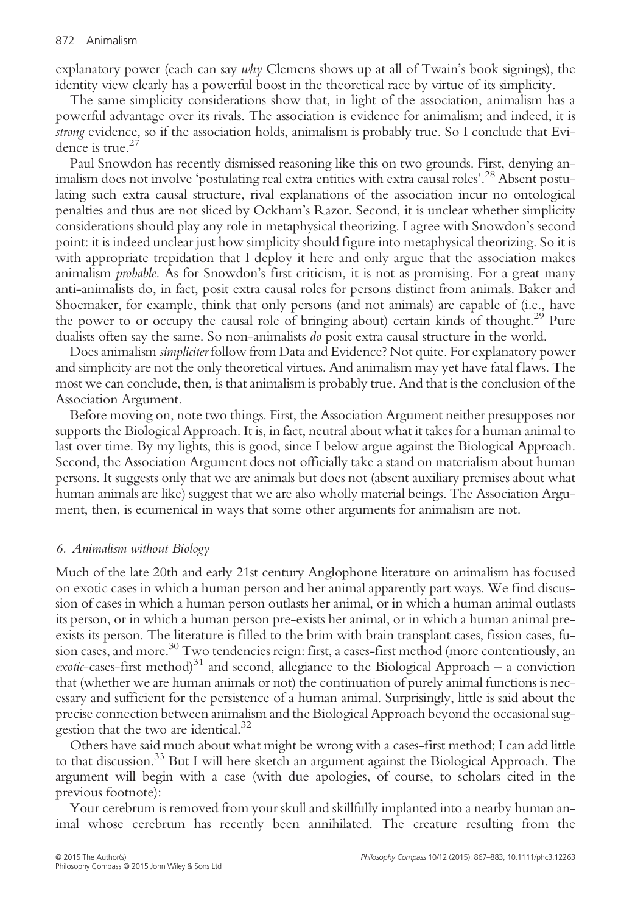explanatory power (each can say *why* Clemens shows up at all of Twain's book signings), the identity view clearly has a powerful boost in the theoretical race by virtue of its simplicity.

The same simplicity considerations show that, in light of the association, animalism has a powerful advantage over its rivals. The association is evidence for animalism; and indeed, it is *strong* evidence, so if the association holds, animalism is probably true. So I conclude that Evidence is true.[27]

Paul Snowdon has recently dismissed reasoning like this on two grounds. First, denying animalism does not involve 'postulating real extra entities with extra causal roles'.[28] Absent postulating such extra causal structure, rival explanations of the association incur no ontological penalties and thus are not sliced by Ockham's Razor. Second, it is unclear whether simplicity considerations should play any role in metaphysical theorizing. I agree with Snowdon's second point: it is indeed unclear just how simplicity should figure into metaphysical theorizing. So it is with appropriate trepidation that I deploy it here and only argue that the association makes animalism *probable*. As for Snowdon's first criticism, it is not as promising. For a great many anti-animalists do, in fact, posit extra causal roles for persons distinct from animals. Baker and Shoemaker, for example, think that only persons (and not animals) are capable of (i.e., have the power to or occupy the causal role of bringing about) certain kinds of thought.[29] Pure dualists often say the same. So non-animalists *do* posit extra causal structure in the world.

Does animalism *simpliciter* follow from Data and Evidence? Not quite. For explanatory power and simplicity are not the only theoretical virtues. And animalism may yet have fatal flaws. The most we can conclude, then, is that animalism is probably true. And that is the conclusion of the Association Argument.

Before moving on, note two things. First, the Association Argument neither presupposes nor supports the Biological Approach. It is, in fact, neutral about what it takes for a human animal to last over time. By my lights, this is good, since I below argue against the Biological Approach. Second, the Association Argument does not officially take a stand on materialism about human persons. It suggests only that we are animals but does not (absent auxiliary premises about what human animals are like) suggest that we are also wholly material beings. The Association Argument, then, is ecumenical in ways that some other arguments for animalism are not.

## 6. Animalism without Biology

Much of the late 20th and early 21st century Anglophone literature on animalism has focused on exotic cases in which a human person and her animal apparently part ways. We find discussion of cases in which a human person outlasts her animal, or in which a human animal outlasts its person, or in which a human person pre-exists her animal, or in which a human animal pre-exists its person. The literature is filled to the brim with brain transplant cases, fission cases, fusion cases, and more.[30] Two tendencies reign: first, a cases-first method (more contentiously, an *exotic*-cases-first method)[31] and second, allegiance to the Biological Approach – a conviction that (whether we are human animals or not) the continuation of purely animal functions is necessary and sufficient for the persistence of a human animal. Surprisingly, little is said about the precise connection between animalism and the Biological Approach beyond the occasional suggestion that the two are identical.[32]

Others have said much about what might be wrong with a cases-first method; I can add little to that discussion.[33] But I will here sketch an argument against the Biological Approach. The argument will begin with a case (with due apologies, of course, to scholars cited in the previous footnote):

Your cerebrum is removed from your skull and skillfully implanted into a nearby human animal whose cerebrum has recently been annihilated. The creature resulting from the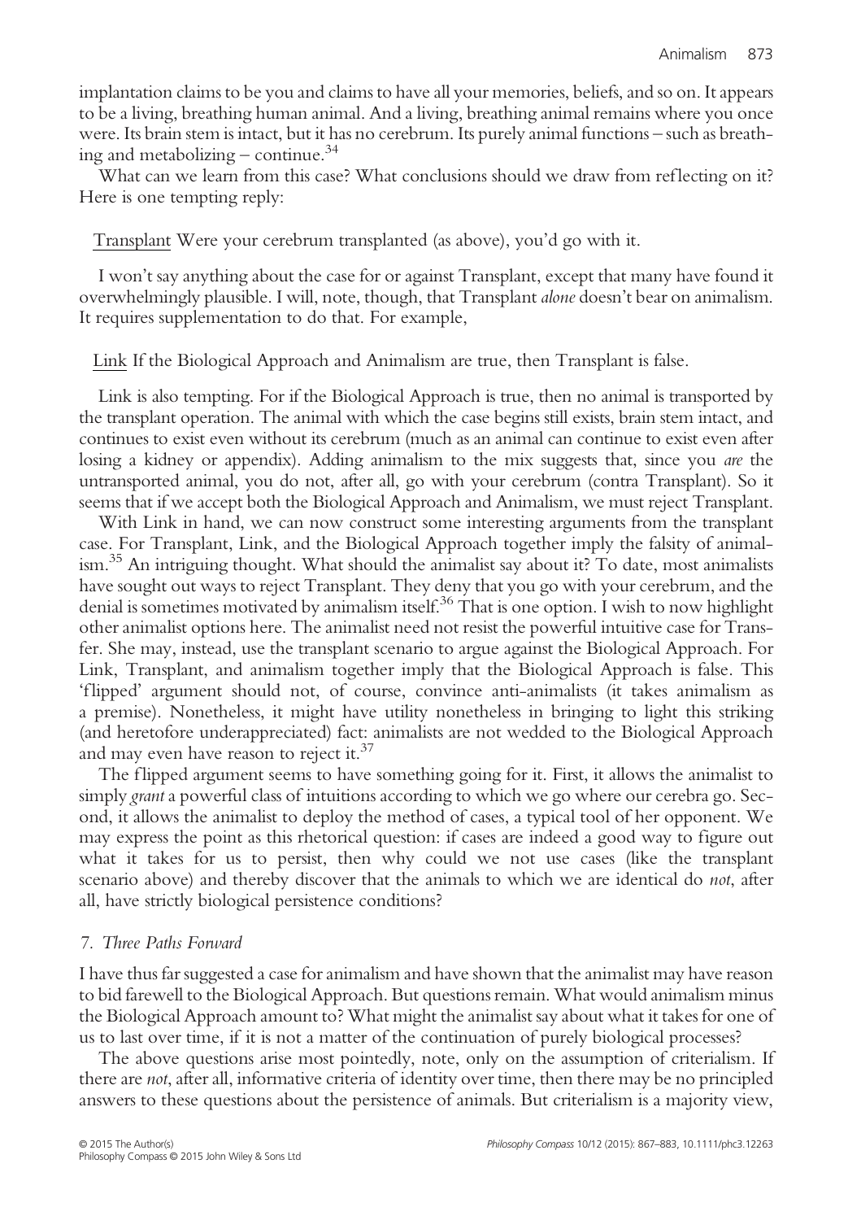implantation claims to be you and claims to have all your memories, beliefs, and so on. It appears to be a living, breathing human animal. And a living, breathing animal remains where you once were. Its brain stem is intact, but it has no cerebrum. Its purely animal functions – such as breathing and metabolizing – continue.[34]

What can we learn from this case? What conclusions should we draw from reflecting on it? Here is one tempting reply:

<u>Transplant</u> Were your cerebrum transplanted (as above), you'd go with it.

I won't say anything about the case for or against Transplant, except that many have found it overwhelmingly plausible. I will, note, though, that Transplant *alone* doesn't bear on animalism. It requires supplementation to do that. For example,

<u>Link</u> If the Biological Approach and Animalism are true, then Transplant is false.

Link is also tempting. For if the Biological Approach is true, then no animal is transported by the transplant operation. The animal with which the case begins still exists, brain stem intact, and continues to exist even without its cerebrum (much as an animal can continue to exist even after losing a kidney or appendix). Adding animalism to the mix suggests that, since you *are* the untransported animal, you do not, after all, go with your cerebrum (contra Transplant). So it seems that if we accept both the Biological Approach and Animalism, we must reject Transplant.

With Link in hand, we can now construct some interesting arguments from the transplant case. For Transplant, Link, and the Biological Approach together imply the falsity of animalism.[35] An intriguing thought. What should the animalist say about it? To date, most animalists have sought out ways to reject Transplant. They deny that you go with your cerebrum, and the denial is sometimes motivated by animalism itself.[36] That is one option. I wish to now highlight other animalist options here. The animalist need not resist the powerful intuitive case for Transfer. She may, instead, use the transplant scenario to argue against the Biological Approach. For Link, Transplant, and animalism together imply that the Biological Approach is false. This 'flipped' argument should not, of course, convince anti-animalists (it takes animalism as a premise). Nonetheless, it might have utility nonetheless in bringing to light this striking (and heretofore underappreciated) fact: animalists are not wedded to the Biological Approach and may even have reason to reject it.[37]

The flipped argument seems to have something going for it. First, it allows the animalist to simply *grant* a powerful class of intuitions according to which we go where our cerebra go. Second, it allows the animalist to deploy the method of cases, a typical tool of her opponent. We may express the point as this rhetorical question: if cases are indeed a good way to figure out what it takes for us to persist, then why could we not use cases (like the transplant scenario above) and thereby discover that the animals to which we are identical do *not*, after all, have strictly biological persistence conditions?

## *7. Three Paths Forward*

I have thus far suggested a case for animalism and have shown that the animalist may have reason to bid farewell to the Biological Approach. But questions remain. What would animalism minus the Biological Approach amount to? What might the animalist say about what it takes for one of us to last over time, if it is not a matter of the continuation of purely biological processes?

The above questions arise most pointedly, note, only on the assumption of criterialism. If there are *not*, after all, informative criteria of identity over time, then there may be no principled answers to these questions about the persistence of animals. But criterialism is a majority view,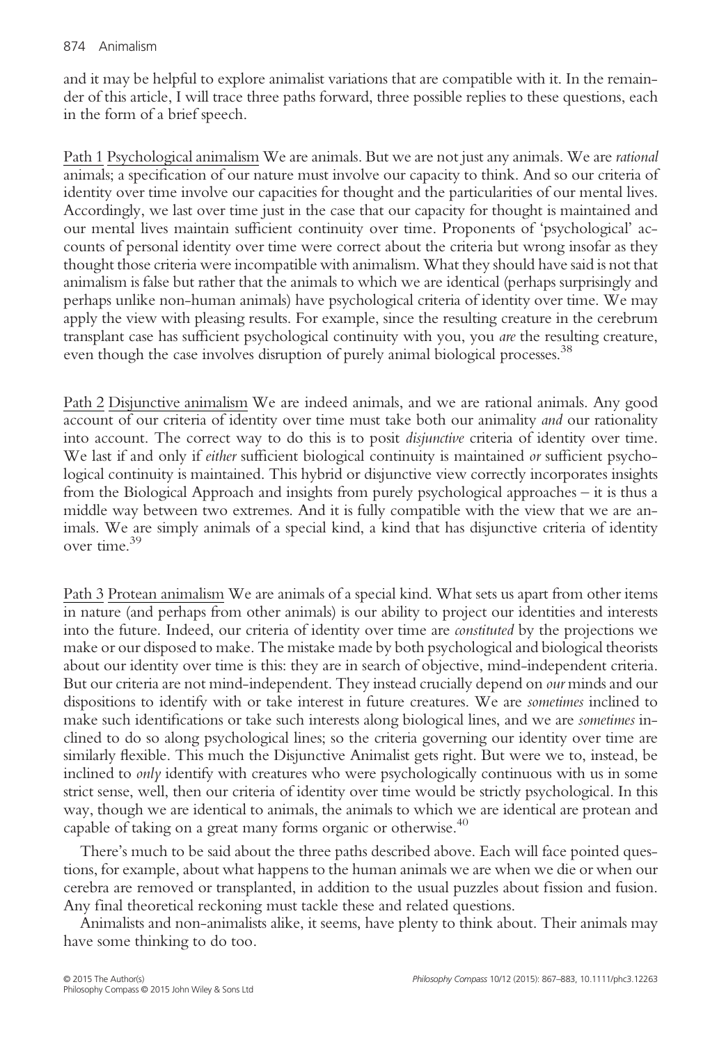and it may be helpful to explore animalist variations that are compatible with it. In the remainder of this article, I will trace three paths forward, three possible replies to these questions, each in the form of a brief speech.

Path 1 Psychological animalism We are animals. But we are not just any animals. We are *rational* animals; a specification of our nature must involve our capacity to think. And so our criteria of identity over time involve our capacities for thought and the particularities of our mental lives. Accordingly, we last over time just in the case that our capacity for thought is maintained and our mental lives maintain sufficient continuity over time. Proponents of 'psychological' accounts of personal identity over time were correct about the criteria but wrong insofar as they thought those criteria were incompatible with animalism. What they should have said is not that animalism is false but rather that the animals to which we are identical (perhaps surprisingly and perhaps unlike non-human animals) have psychological criteria of identity over time. We may apply the view with pleasing results. For example, since the resulting creature in the cerebrum transplant case has sufficient psychological continuity with you, you *are* the resulting creature, even though the case involves disruption of purely animal biological processes.[38]

Path 2 Disjunctive animalism We are indeed animals, and we are rational animals. Any good account of our criteria of identity over time must take both our animality *and* our rationality into account. The correct way to do this is to posit *disjunctive* criteria of identity over time. We last if and only if *either* sufficient biological continuity is maintained *or* sufficient psychological continuity is maintained. This hybrid or disjunctive view correctly incorporates insights from the Biological Approach and insights from purely psychological approaches – it is thus a middle way between two extremes. And it is fully compatible with the view that we are animals. We are simply animals of a special kind, a kind that has disjunctive criteria of identity over time.[39]

Path 3 Protean animalism We are animals of a special kind. What sets us apart from other items in nature (and perhaps from other animals) is our ability to project our identities and interests into the future. Indeed, our criteria of identity over time are *constituted* by the projections we make or our disposed to make. The mistake made by both psychological and biological theorists about our identity over time is this: they are in search of objective, mind-independent criteria. But our criteria are not mind-independent. They instead crucially depend on *our* minds and our dispositions to identify with or take interest in future creatures. We are *sometimes* inclined to make such identifications or take such interests along biological lines, and we are *sometimes* inclined to do so along psychological lines; so the criteria governing our identity over time are similarly flexible. This much the Disjunctive Animalist gets right. But were we to, instead, be inclined to *only* identify with creatures who were psychologically continuous with us in some strict sense, well, then our criteria of identity over time would be strictly psychological. In this way, though we are identical to animals, the animals to which we are identical are protean and capable of taking on a great many forms organic or otherwise.[40]

There's much to be said about the three paths described above. Each will face pointed questions, for example, about what happens to the human animals we are when we die or when our cerebra are removed or transplanted, in addition to the usual puzzles about fission and fusion. Any final theoretical reckoning must tackle these and related questions.

Animalists and non-animalists alike, it seems, have plenty to think about. Their animals may have some thinking to do too.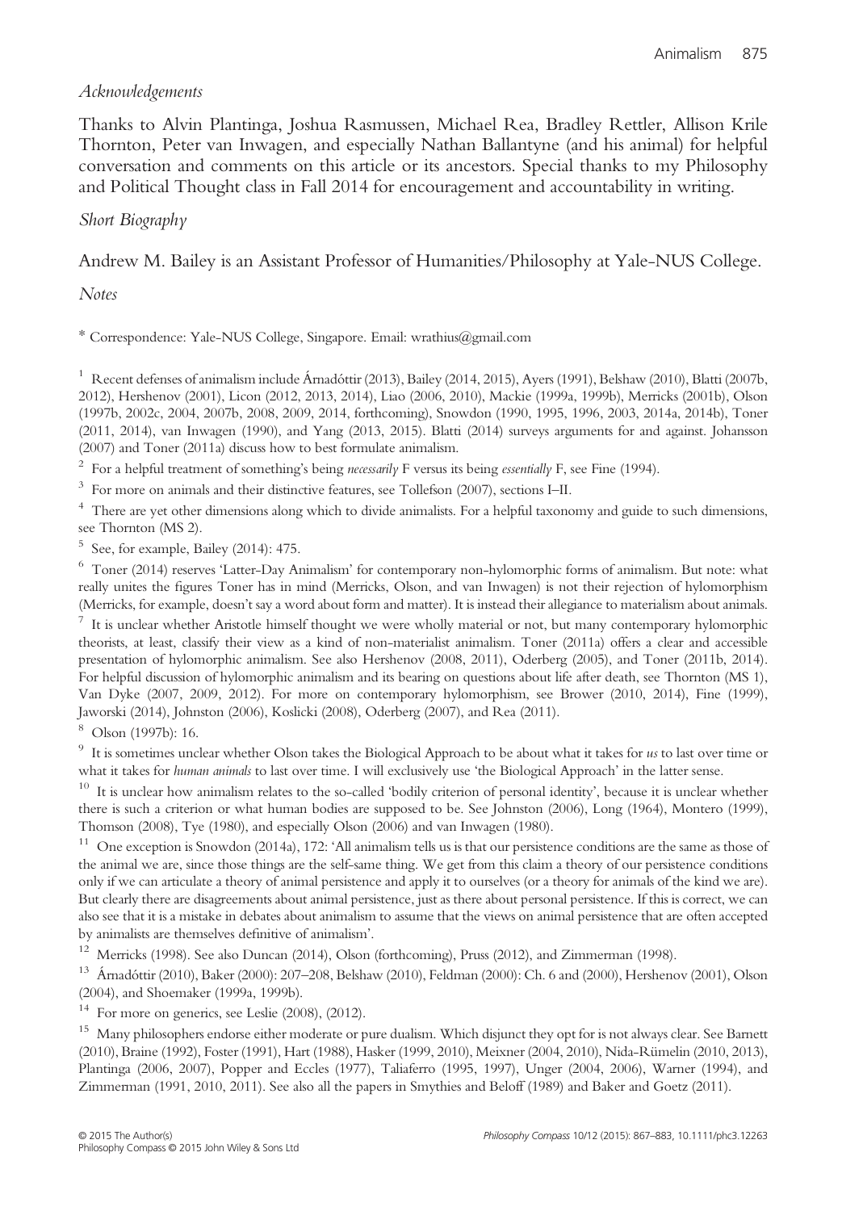*Acknowledgements*

Thanks to Alvin Plantinga, Joshua Rasmussen, Michael Rea, Bradley Rettler, Allison Krile Thornton, Peter van Inwagen, and especially Nathan Ballantyne (and his animal) for helpful conversation and comments on this article or its ancestors. Special thanks to my Philosophy and Political Thought class in Fall 2014 for encouragement and accountability in writing.

*Short Biography*

Andrew M. Bailey is an Assistant Professor of Humanities/Philosophy at Yale-NUS College.

*Notes*

\* Correspondence: Yale-NUS College, Singapore. Email: wrathius@gmail.com

[1] Recent defenses of animalism include Árnadóttir (2013), Bailey (2014, 2015), Ayers (1991), Belshaw (2010), Blatti (2007b, 2012), Hershenov (2001), Licon (2012, 2013, 2014), Liao (2006, 2010), Mackie (1999a, 1999b), Merricks (2001b), Olson (1997b, 2002c, 2004, 2007b, 2008, 2009, 2014, forthcoming), Snowdon (1990, 1995, 1996, 2003, 2014a, 2014b), Toner (2011, 2014), van Inwagen (1990), and Yang (2013, 2015). Blatti (2014) surveys arguments for and against. Johansson (2007) and Toner (2011a) discuss how to best formulate animalism.

[2] For a helpful treatment of something's being *necessarily* F versus its being *essentially* F, see Fine (1994).

[3] For more on animals and their distinctive features, see Tollefson (2007), sections I–II.

[4] There are yet other dimensions along which to divide animalists. For a helpful taxonomy and guide to such dimensions, see Thornton (MS 2).

[5] See, for example, Bailey (2014): 475.

[6] Toner (2014) reserves 'Latter-Day Animalism' for contemporary non-hylomorphic forms of animalism. But note: what really unites the figures Toner has in mind (Merricks, Olson, and van Inwagen) is not their rejection of hylomorphism (Merricks, for example, doesn't say a word about form and matter). It is instead their allegiance to materialism about animals.

[7] It is unclear whether Aristotle himself thought we were wholly material or not, but many contemporary hylomorphic theorists, at least, classify their view as a kind of non-materialist animalism. Toner (2011a) offers a clear and accessible presentation of hylomorphic animalism. See also Hershenov (2008, 2011), Oderberg (2005), and Toner (2011b, 2014). For helpful discussion of hylomorphic animalism and its bearing on questions about life after death, see Thornton (MS 1), Van Dyke (2007, 2009, 2012). For more on contemporary hylomorphism, see Brower (2010, 2014), Fine (1999), Jaworski (2014), Johnston (2006), Koslicki (2008), Oderberg (2007), and Rea (2011).

[8] Olson (1997b): 16.

[9] It is sometimes unclear whether Olson takes the Biological Approach to be about what it takes for *us* to last over time or what it takes for *human animals* to last over time. I will exclusively use 'the Biological Approach' in the latter sense.

[10] It is unclear how animalism relates to the so-called 'bodily criterion of personal identity', because it is unclear whether there is such a criterion or what human bodies are supposed to be. See Johnston (2006), Long (1964), Montero (1999), Thomson (2008), Tye (1980), and especially Olson (2006) and van Inwagen (1980).

[11] One exception is Snowdon (2014a), 172: 'All animalism tells us is that our persistence conditions are the same as those of the animal we are, since those things are the self-same thing. We get from this claim a theory of our persistence conditions only if we can articulate a theory of animal persistence and apply it to ourselves (or a theory for animals of the kind we are). But clearly there are disagreements about animal persistence, just as there about personal persistence. If this is correct, we can also see that it is a mistake in debates about animalism to assume that the views on animal persistence that are often accepted by animalists are themselves definitive of animalism'.

[12] Merricks (1998). See also Duncan (2014), Olson (forthcoming), Pruss (2012), and Zimmerman (1998).

[13] Árnadóttir (2010), Baker (2000): 207–208, Belshaw (2010), Feldman (2000): Ch. 6 and (2000), Hershenov (2001), Olson (2004), and Shoemaker (1999a, 1999b).

[14] For more on generics, see Leslie (2008), (2012).

[15] Many philosophers endorse either moderate or pure dualism. Which disjunct they opt for is not always clear. See Barnett (2010), Braine (1992), Foster (1991), Hart (1988), Hasker (1999, 2010), Meixner (2004, 2010), Nida-Rümelin (2010, 2013), Plantinga (2006, 2007), Popper and Eccles (1977), Taliaferro (1995, 1997), Unger (2004, 2006), Warner (1994), and Zimmerman (1991, 2010, 2011). See also all the papers in Smythies and Beloff (1989) and Baker and Goetz (2011).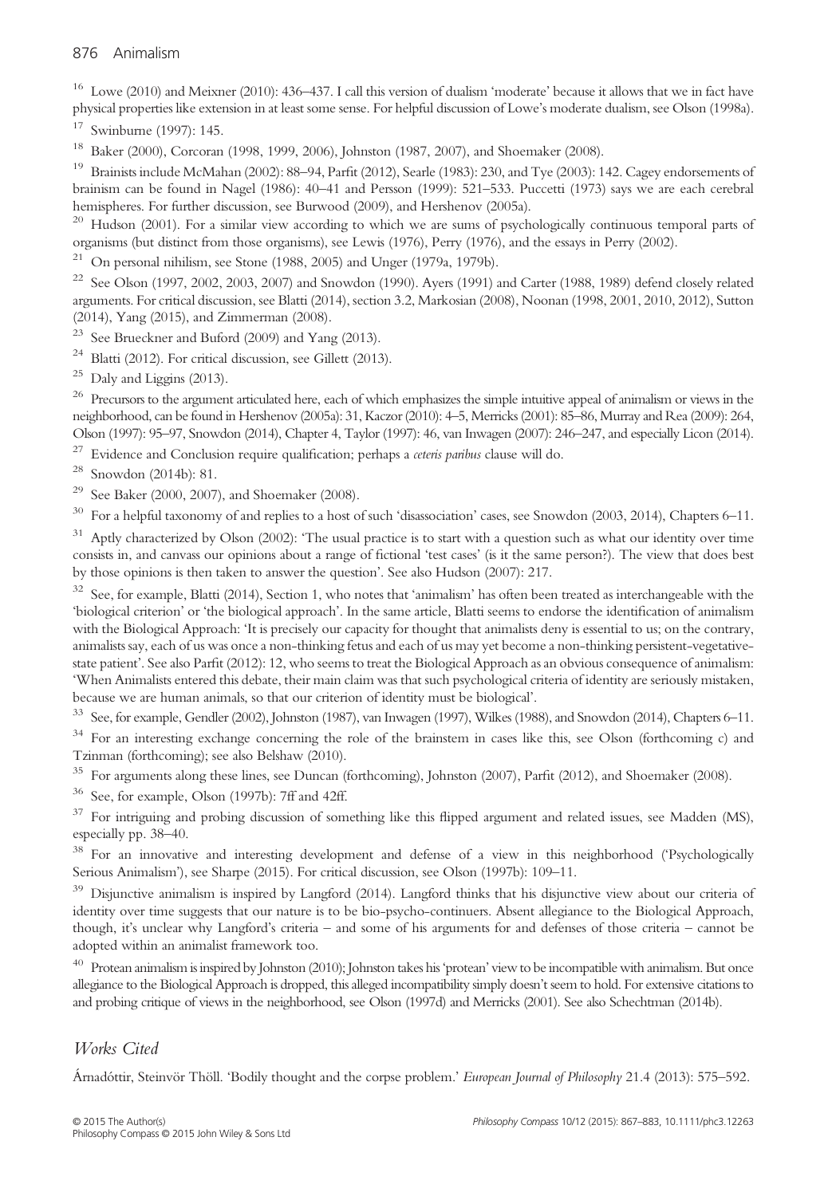[16] Lowe (2010) and Meixner (2010): 436–437. I call this version of dualism 'moderate' because it allows that we in fact have physical properties like extension in at least some sense. For helpful discussion of Lowe's moderate dualism, see Olson (1998a).

[17] Swinburne (1997): 145.

[18] Baker (2000), Corcoran (1998, 1999, 2006), Johnston (1987, 2007), and Shoemaker (2008).

[19] Brainists include McMahan (2002): 88–94, Parfit (2012), Searle (1983): 230, and Tye (2003): 142. Cagey endorsements of brainism can be found in Nagel (1986): 40–41 and Persson (1999): 521–533. Puccetti (1973) says we are each cerebral hemispheres. For further discussion, see Burwood (2009), and Hershenov (2005a).

[20] Hudson (2001). For a similar view according to which we are sums of psychologically continuous temporal parts of organisms (but distinct from those organisms), see Lewis (1976), Perry (1976), and the essays in Perry (2002).

[21] On personal nihilism, see Stone (1988, 2005) and Unger (1979a, 1979b).

[22] See Olson (1997, 2002, 2003, 2007) and Snowdon (1990). Ayers (1991) and Carter (1988, 1989) defend closely related arguments. For critical discussion, see Blatti (2014), section 3.2, Markosian (2008), Noonan (1998, 2001, 2010, 2012), Sutton (2014), Yang (2015), and Zimmerman (2008).

[23] See Brueckner and Buford (2009) and Yang (2013).

[24] Blatti (2012). For critical discussion, see Gillett (2013).

[25] Daly and Liggins (2013).

[26] Precursors to the argument articulated here, each of which emphasizes the simple intuitive appeal of animalism or views in the neighborhood, can be found in Hershenov (2005a): 31, Kaczor (2010): 4–5, Merricks (2001): 85–86, Murray and Rea (2009): 264, Olson (1997): 95–97, Snowdon (2014), Chapter 4, Taylor (1997): 46, van Inwagen (2007): 246–247, and especially Licon (2014).

[27] Evidence and Conclusion require qualification; perhaps a *ceteris paribus* clause will do.

[28] Snowdon (2014b): 81.

[29] See Baker (2000, 2007), and Shoemaker (2008).

[30] For a helpful taxonomy of and replies to a host of such 'disassociation' cases, see Snowdon (2003, 2014), Chapters 6–11.

[31] Aptly characterized by Olson (2002): 'The usual practice is to start with a question such as what our identity over time consists in, and canvass our opinions about a range of fictional 'test cases' (is it the same person?). The view that does best by those opinions is then taken to answer the question'. See also Hudson (2007): 217.

[32] See, for example, Blatti (2014), Section 1, who notes that 'animalism' has often been treated as interchangeable with the 'biological criterion' or 'the biological approach'. In the same article, Blatti seems to endorse the identification of animalism with the Biological Approach: 'It is precisely our capacity for thought that animalists deny is essential to us; on the contrary, animalists say, each of us was once a non-thinking fetus and each of us may yet become a non-thinking persistent-vegetative-state patient'. See also Parfit (2012): 12, who seems to treat the Biological Approach as an obvious consequence of animalism: 'When Animalists entered this debate, their main claim was that such psychological criteria of identity are seriously mistaken, because we are human animals, so that our criterion of identity must be biological'.

[33] See, for example, Gendler (2002), Johnston (1987), van Inwagen (1997), Wilkes (1988), and Snowdon (2014), Chapters 6–11.

[34] For an interesting exchange concerning the role of the brainstem in cases like this, see Olson (forthcoming c) and Tzinman (forthcoming); see also Belshaw (2010).

[35] For arguments along these lines, see Duncan (forthcoming), Johnston (2007), Parfit (2012), and Shoemaker (2008).

[36] See, for example, Olson (1997b): 7ff and 42ff.

[37] For intriguing and probing discussion of something like this flipped argument and related issues, see Madden (MS), especially pp. 38–40.

[38] For an innovative and interesting development and defense of a view in this neighborhood ('Psychologically Serious Animalism'), see Sharpe (2015). For critical discussion, see Olson (1997b): 109–11.

[39] Disjunctive animalism is inspired by Langford (2014). Langford thinks that his disjunctive view about our criteria of identity over time suggests that our nature is to be bio-psycho-continuers. Absent allegiance to the Biological Approach, though, it's unclear why Langford's criteria – and some of his arguments for and defenses of those criteria – cannot be adopted within an animalist framework too.

[40] Protean animalism is inspired by Johnston (2010); Johnston takes his 'protean' view to be incompatible with animalism. But once allegiance to the Biological Approach is dropped, this alleged incompatibility simply doesn't seem to hold. For extensive citations to and probing critique of views in the neighborhood, see Olson (1997d) and Merricks (2001). See also Schechtman (2014b).

## Works Cited

Árnadóttir, Steinvör Thöll. 'Bodily thought and the corpse problem.' *European Journal of Philosophy* 21.4 (2013): 575–592.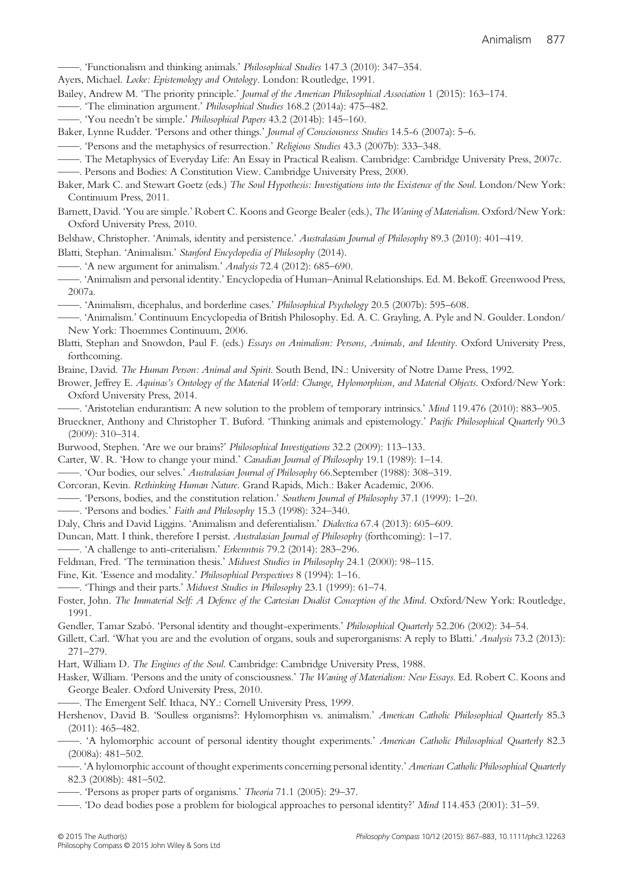——. 'Functionalism and thinking animals.' *Philosophical Studies* 147.3 (2010): 347–354.

Ayers, Michael. *Locke: Epistemology and Ontology*. London: Routledge, 1991.

Bailey, Andrew M. 'The priority principle.' *Journal of the American Philosophical Association* 1 (2015): 163–174.

——. 'The elimination argument.' *Philosophical Studies* 168.2 (2014a): 475–482.

——. 'You needn't be simple.' *Philosophical Papers* 43.2 (2014b): 145–160.

Baker, Lynne Rudder. 'Persons and other things.' *Journal of Consciousness Studies* 14.5-6 (2007a): 5–6.

——. 'Persons and the metaphysics of resurrection.' *Religious Studies* 43.3 (2007b): 333–348.

——. The Metaphysics of Everyday Life: An Essay in Practical Realism. Cambridge: Cambridge University Press, 2007c.

——. Persons and Bodies: A Constitution View. Cambridge University Press, 2000.

Baker, Mark C. and Stewart Goetz (eds.) *The Soul Hypothesis: Investigations into the Existence of the Soul*. London/New York: Continuum Press, 2011.

Barnett, David. 'You are simple.' Robert C. Koons and George Bealer (eds.), *The Waning of Materialism*. Oxford/New York: Oxford University Press, 2010.

Belshaw, Christopher. 'Animals, identity and persistence.' *Australasian Journal of Philosophy* 89.3 (2010): 401–419.

Blatti, Stephan. 'Animalism.' *Stanford Encyclopedia of Philosophy* (2014).

——. 'A new argument for animalism.' *Analysis* 72.4 (2012): 685–690.

——. 'Animalism and personal identity.' Encyclopedia of Human–Animal Relationships. Ed. M. Bekoff. Greenwood Press, 2007a.

——. 'Animalism, dicephalus, and borderline cases.' *Philosophical Psychology* 20.5 (2007b): 595–608.

——. 'Animalism.' Continuum Encyclopedia of British Philosophy. Ed. A. C. Grayling, A. Pyle and N. Goulder. London/New York: Thoemmes Continuum, 2006.

Blatti, Stephan and Snowdon, Paul F. (eds.) *Essays on Animalism: Persons, Animals, and Identity*. Oxford University Press, forthcoming.

Braine, David. *The Human Person: Animal and Spirit*. South Bend, IN.: University of Notre Dame Press, 1992.

Brower, Jeffrey E. *Aquinas's Ontology of the Material World: Change, Hylomorphism, and Material Objects*. Oxford/New York: Oxford University Press, 2014.

——. 'Aristotelian endurantism: A new solution to the problem of temporary intrinsics.' *Mind* 119.476 (2010): 883–905.

Brueckner, Anthony and Christopher T. Buford. 'Thinking animals and epistemology.' *Pacific Philosophical Quarterly* 90.3 (2009): 310–314.

Burwood, Stephen. 'Are we our brains?' *Philosophical Investigations* 32.2 (2009): 113–133.

Carter, W. R. 'How to change your mind.' *Canadian Journal of Philosophy* 19.1 (1989): 1–14.

——. 'Our bodies, our selves.' *Australasian Journal of Philosophy* 66.September (1988): 308–319.

Corcoran, Kevin. *Rethinking Human Nature*. Grand Rapids, Mich.: Baker Academic, 2006.

——. 'Persons, bodies, and the constitution relation.' *Southern Journal of Philosophy* 37.1 (1999): 1–20.

——. 'Persons and bodies.' *Faith and Philosophy* 15.3 (1998): 324–340.

Daly, Chris and David Liggins. 'Animalism and deferentialism.' *Dialectica* 67.4 (2013): 605–609.

Duncan, Matt. I think, therefore I persist. *Australasian Journal of Philosophy* (forthcoming): 1–17.

——. 'A challenge to anti-criterialism.' *Erkenntnis* 79.2 (2014): 283–296.

Feldman, Fred. 'The termination thesis.' *Midwest Studies in Philosophy* 24.1 (2000): 98–115.

Fine, Kit. 'Essence and modality.' *Philosophical Perspectives* 8 (1994): 1–16.

——. 'Things and their parts.' *Midwest Studies in Philosophy* 23.1 (1999): 61–74.

Foster, John. *The Immaterial Self: A Defence of the Cartesian Dualist Conception of the Mind*. Oxford/New York: Routledge, 1991.

Gendler, Tamar Szabó. 'Personal identity and thought-experiments.' *Philosophical Quarterly* 52.206 (2002): 34–54.

Gillett, Carl. 'What you are and the evolution of organs, souls and superorganisms: A reply to Blatti.' *Analysis* 73.2 (2013): 271–279.

Hart, William D. *The Engines of the Soul*. Cambridge: Cambridge University Press, 1988.

Hasker, William. 'Persons and the unity of consciousness.' *The Waning of Materialism: New Essays*. Ed. Robert C. Koons and George Bealer. Oxford University Press, 2010.

——. The Emergent Self. Ithaca, NY.: Cornell University Press, 1999.

Hershenov, David B. 'Soulless organisms?: Hylomorphism vs. animalism.' *American Catholic Philosophical Quarterly* 85.3 (2011): 465–482.

——. 'A hylomorphic account of personal identity thought experiments.' *American Catholic Philosophical Quarterly* 82.3 (2008a): 481–502.

——. 'A hylomorphic account of thought experiments concerning personal identity.' *American Catholic Philosophical Quarterly* 82.3 (2008b): 481–502.

——. 'Persons as proper parts of organisms.' *Theoria* 71.1 (2005): 29–37.

——. 'Do dead bodies pose a problem for biological approaches to personal identity?' *Mind* 114.453 (2001): 31–59.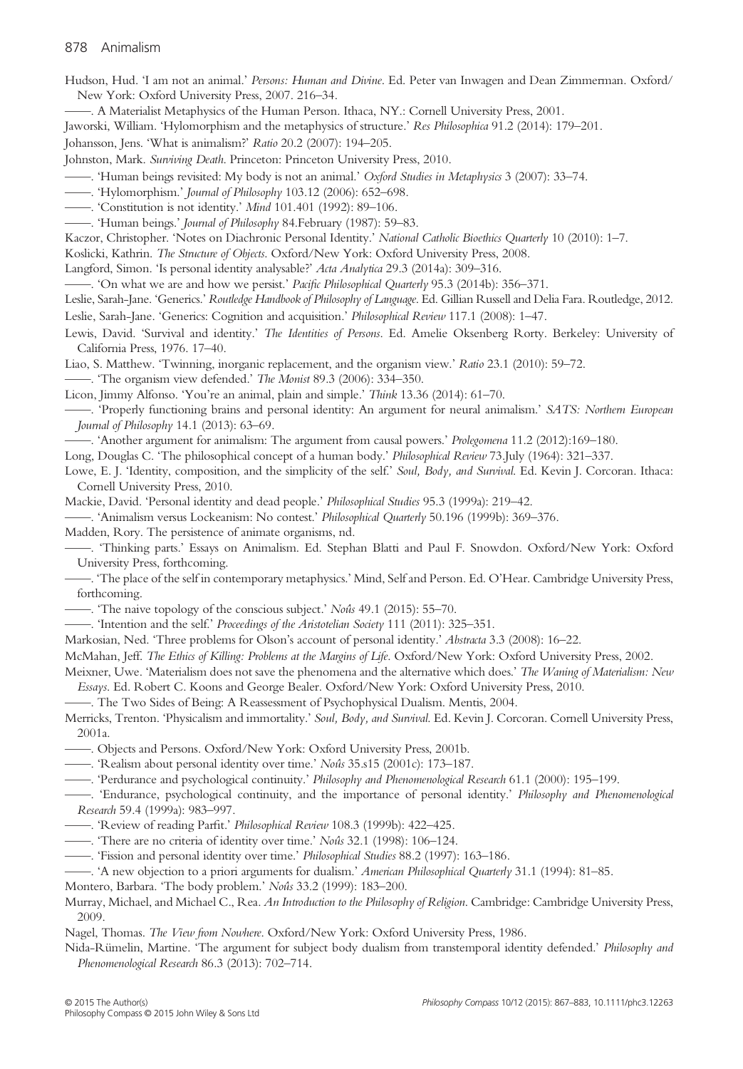Hudson, Hud. 'I am not an animal.' *Persons: Human and Divine*. Ed. Peter van Inwagen and Dean Zimmerman. Oxford/New York: Oxford University Press, 2007. 216–34.

——. A Materialist Metaphysics of the Human Person. Ithaca, NY.: Cornell University Press, 2001.

Jaworski, William. 'Hylomorphism and the metaphysics of structure.' *Res Philosophica* 91.2 (2014): 179–201.

Johansson, Jens. 'What is animalism?' *Ratio* 20.2 (2007): 194–205.

Johnston, Mark. *Surviving Death*. Princeton: Princeton University Press, 2010.

——. 'Human beings revisited: My body is not an animal.' *Oxford Studies in Metaphysics* 3 (2007): 33–74.

——. 'Hylomorphism.' *Journal of Philosophy* 103.12 (2006): 652–698.

——. 'Constitution is not identity.' *Mind* 101.401 (1992): 89–106.

——. 'Human beings.' *Journal of Philosophy* 84.February (1987): 59–83.

Kaczor, Christopher. 'Notes on Diachronic Personal Identity.' *National Catholic Bioethics Quarterly* 10 (2010): 1–7.

Koslicki, Kathrin. *The Structure of Objects*. Oxford/New York: Oxford University Press, 2008.

Langford, Simon. 'Is personal identity analysable?' *Acta Analytica* 29.3 (2014a): 309–316.

——. 'On what we are and how we persist.' *Pacific Philosophical Quarterly* 95.3 (2014b): 356–371.

Leslie, Sarah-Jane. 'Generics.' *Routledge Handbook of Philosophy of Language*. Ed. Gillian Russell and Delia Fara. Routledge, 2012.

Leslie, Sarah-Jane. 'Generics: Cognition and acquisition.' *Philosophical Review* 117.1 (2008): 1–47.

Lewis, David. 'Survival and identity.' *The Identities of Persons*. Ed. Amelie Oksenberg Rorty. Berkeley: University of California Press, 1976. 17–40.

Liao, S. Matthew. 'Twinning, inorganic replacement, and the organism view.' *Ratio* 23.1 (2010): 59–72.

——. 'The organism view defended.' *The Monist* 89.3 (2006): 334–350.

Licon, Jimmy Alfonso. 'You're an animal, plain and simple.' *Think* 13.36 (2014): 61–70.

——. 'Properly functioning brains and personal identity: An argument for neural animalism.' *SATS: Northern European Journal of Philosophy* 14.1 (2013): 63–69.

——. 'Another argument for animalism: The argument from causal powers.' *Prolegomena* 11.2 (2012):169–180.

Long, Douglas C. 'The philosophical concept of a human body.' *Philosophical Review* 73.July (1964): 321–337.

Lowe, E. J. 'Identity, composition, and the simplicity of the self.' *Soul, Body, and Survival*. Ed. Kevin J. Corcoran. Ithaca: Cornell University Press, 2010.

Mackie, David. 'Personal identity and dead people.' *Philosophical Studies* 95.3 (1999a): 219–42.

——. 'Animalism versus Lockeanism: No contest.' *Philosophical Quarterly* 50.196 (1999b): 369–376.

Madden, Rory. The persistence of animate organisms, nd.

——. 'Thinking parts.' Essays on Animalism. Ed. Stephan Blatti and Paul F. Snowdon. Oxford/New York: Oxford University Press, forthcoming.

——. 'The place of the self in contemporary metaphysics.' Mind, Self and Person. Ed. O'Hear. Cambridge University Press, forthcoming.

——. 'The naive topology of the conscious subject.' *Noûs* 49.1 (2015): 55–70.

——. 'Intention and the self.' *Proceedings of the Aristotelian Society* 111 (2011): 325–351.

Markosian, Ned. 'Three problems for Olson's account of personal identity.' *Abstracta* 3.3 (2008): 16–22.

McMahan, Jeff. *The Ethics of Killing: Problems at the Margins of Life*. Oxford/New York: Oxford University Press, 2002.

Meixner, Uwe. 'Materialism does not save the phenomena and the alternative which does.' *The Waning of Materialism: New Essays*. Ed. Robert C. Koons and George Bealer. Oxford/New York: Oxford University Press, 2010.

——. The Two Sides of Being: A Reassessment of Psychophysical Dualism. Mentis, 2004.

Merricks, Trenton. 'Physicalism and immortality.' *Soul, Body, and Survival*. Ed. Kevin J. Corcoran. Cornell University Press, 2001a.

——. Objects and Persons. Oxford/New York: Oxford University Press, 2001b.

——. 'Realism about personal identity over time.' *Noûs* 35.s15 (2001c): 173–187.

——. 'Perdurance and psychological continuity.' *Philosophy and Phenomenological Research* 61.1 (2000): 195–199.

——. 'Endurance, psychological continuity, and the importance of personal identity.' *Philosophy and Phenomenological Research* 59.4 (1999a): 983–997.

——. 'Review of reading Parfit.' *Philosophical Review* 108.3 (1999b): 422–425.

——. 'There are no criteria of identity over time.' *Noûs* 32.1 (1998): 106–124.

——. 'Fission and personal identity over time.' *Philosophical Studies* 88.2 (1997): 163–186.

——. 'A new objection to a priori arguments for dualism.' *American Philosophical Quarterly* 31.1 (1994): 81–85.

Montero, Barbara. 'The body problem.' *Noûs* 33.2 (1999): 183–200.

Murray, Michael, and Michael C., Rea. *An Introduction to the Philosophy of Religion*. Cambridge: Cambridge University Press, 2009.

Nagel, Thomas. *The View from Nowhere*. Oxford/New York: Oxford University Press, 1986.

Nida-Rümelin, Martine. 'The argument for subject body dualism from transtemporal identity defended.' *Philosophy and Phenomenological Research* 86.3 (2013): 702–714.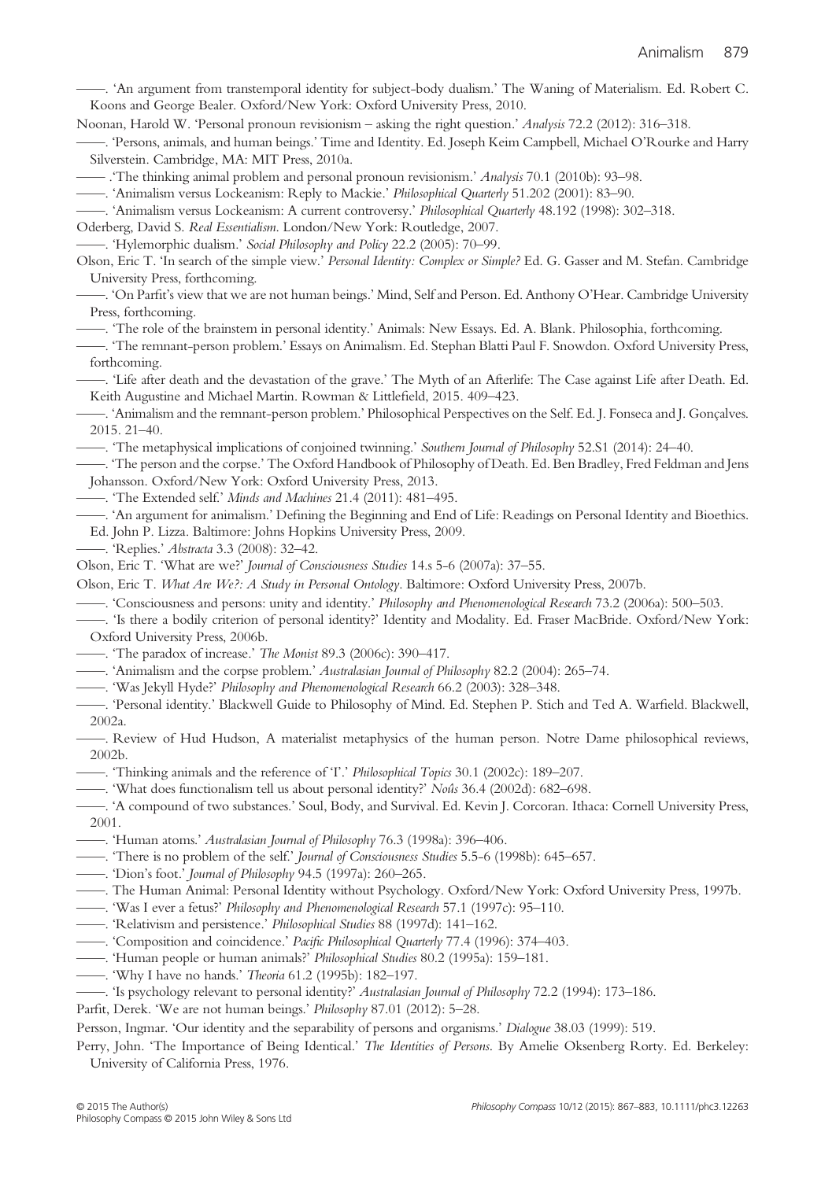——. 'An argument from transtemporal identity for subject-body dualism.' The Waning of Materialism. Ed. Robert C. Koons and George Bealer. Oxford/New York: Oxford University Press, 2010.

Noonan, Harold W. 'Personal pronoun revisionism – asking the right question.' *Analysis* 72.2 (2012): 316–318.

——. 'Persons, animals, and human beings.' Time and Identity. Ed. Joseph Keim Campbell, Michael O'Rourke and Harry Silverstein. Cambridge, MA: MIT Press, 2010a.

—— .'The thinking animal problem and personal pronoun revisionism.' *Analysis* 70.1 (2010b): 93–98.

——. 'Animalism versus Lockeanism: Reply to Mackie.' *Philosophical Quarterly* 51.202 (2001): 83–90.

——. 'Animalism versus Lockeanism: A current controversy.' *Philosophical Quarterly* 48.192 (1998): 302–318.

Oderberg, David S. *Real Essentialism*. London/New York: Routledge, 2007.

——. 'Hylemorphic dualism.' *Social Philosophy and Policy* 22.2 (2005): 70–99.

Olson, Eric T. 'In search of the simple view.' *Personal Identity: Complex or Simple?* Ed. G. Gasser and M. Stefan. Cambridge University Press, forthcoming.

——. 'On Parfit's view that we are not human beings.' Mind, Self and Person. Ed. Anthony O'Hear. Cambridge University Press, forthcoming.

——. 'The role of the brainstem in personal identity.' Animals: New Essays. Ed. A. Blank. Philosophia, forthcoming.

——. 'The remnant-person problem.' Essays on Animalism. Ed. Stephan Blatti Paul F. Snowdon. Oxford University Press, forthcoming.

——. 'Life after death and the devastation of the grave.' The Myth of an Afterlife: The Case against Life after Death. Ed. Keith Augustine and Michael Martin. Rowman & Littlefield, 2015. 409–423.

——. 'Animalism and the remnant-person problem.' Philosophical Perspectives on the Self. Ed. J. Fonseca and J. Gonçalves. 2015. 21–40.

——. 'The metaphysical implications of conjoined twinning.' *Southern Journal of Philosophy* 52.S1 (2014): 24–40.

——. 'The person and the corpse.' The Oxford Handbook of Philosophy of Death. Ed. Ben Bradley, Fred Feldman and Jens Johansson. Oxford/New York: Oxford University Press, 2013.

——. 'The Extended self.' *Minds and Machines* 21.4 (2011): 481–495.

——. 'An argument for animalism.' Defining the Beginning and End of Life: Readings on Personal Identity and Bioethics. Ed. John P. Lizza. Baltimore: Johns Hopkins University Press, 2009.

——. 'Replies.' *Abstracta* 3.3 (2008): 32–42.

Olson, Eric T. 'What are we?' *Journal of Consciousness Studies* 14.s 5-6 (2007a): 37–55.

Olson, Eric T. *What Are We?: A Study in Personal Ontology*. Baltimore: Oxford University Press, 2007b.

——. 'Consciousness and persons: unity and identity.' *Philosophy and Phenomenological Research* 73.2 (2006a): 500–503.

——. 'Is there a bodily criterion of personal identity?' Identity and Modality. Ed. Fraser MacBride. Oxford/New York: Oxford University Press, 2006b.

——. 'The paradox of increase.' *The Monist* 89.3 (2006c): 390–417.

——. 'Animalism and the corpse problem.' *Australasian Journal of Philosophy* 82.2 (2004): 265–74.

——. 'Was Jekyll Hyde?' *Philosophy and Phenomenological Research* 66.2 (2003): 328–348.

——. 'Personal identity.' Blackwell Guide to Philosophy of Mind. Ed. Stephen P. Stich and Ted A. Warfield. Blackwell, 2002a.

——. Review of Hud Hudson, A materialist metaphysics of the human person. Notre Dame philosophical reviews, 2002b.

——. 'Thinking animals and the reference of 'I'.' *Philosophical Topics* 30.1 (2002c): 189–207.

——. 'What does functionalism tell us about personal identity?' *Noûs* 36.4 (2002d): 682–698.

——. 'A compound of two substances.' Soul, Body, and Survival. Ed. Kevin J. Corcoran. Ithaca: Cornell University Press, 2001.

——. 'Human atoms.' *Australasian Journal of Philosophy* 76.3 (1998a): 396–406.

——. 'There is no problem of the self.' *Journal of Consciousness Studies* 5.5-6 (1998b): 645–657.

——. 'Dion's foot.' *Journal of Philosophy* 94.5 (1997a): 260–265.

——. The Human Animal: Personal Identity without Psychology. Oxford/New York: Oxford University Press, 1997b.

——. 'Was I ever a fetus?' *Philosophy and Phenomenological Research* 57.1 (1997c): 95–110.

——. 'Relativism and persistence.' *Philosophical Studies* 88 (1997d): 141–162.

——. 'Composition and coincidence.' *Pacific Philosophical Quarterly* 77.4 (1996): 374–403.

——. 'Human people or human animals?' *Philosophical Studies* 80.2 (1995a): 159–181.

——. 'Why I have no hands.' *Theoria* 61.2 (1995b): 182–197.

——. 'Is psychology relevant to personal identity?' *Australasian Journal of Philosophy* 72.2 (1994): 173–186.

Parfit, Derek. 'We are not human beings.' *Philosophy* 87.01 (2012): 5–28.

Persson, Ingmar. 'Our identity and the separability of persons and organisms.' *Dialogue* 38.03 (1999): 519.

Perry, John. 'The Importance of Being Identical.' *The Identities of Persons*. By Amelie Oksenberg Rorty. Ed. Berkeley: University of California Press, 1976.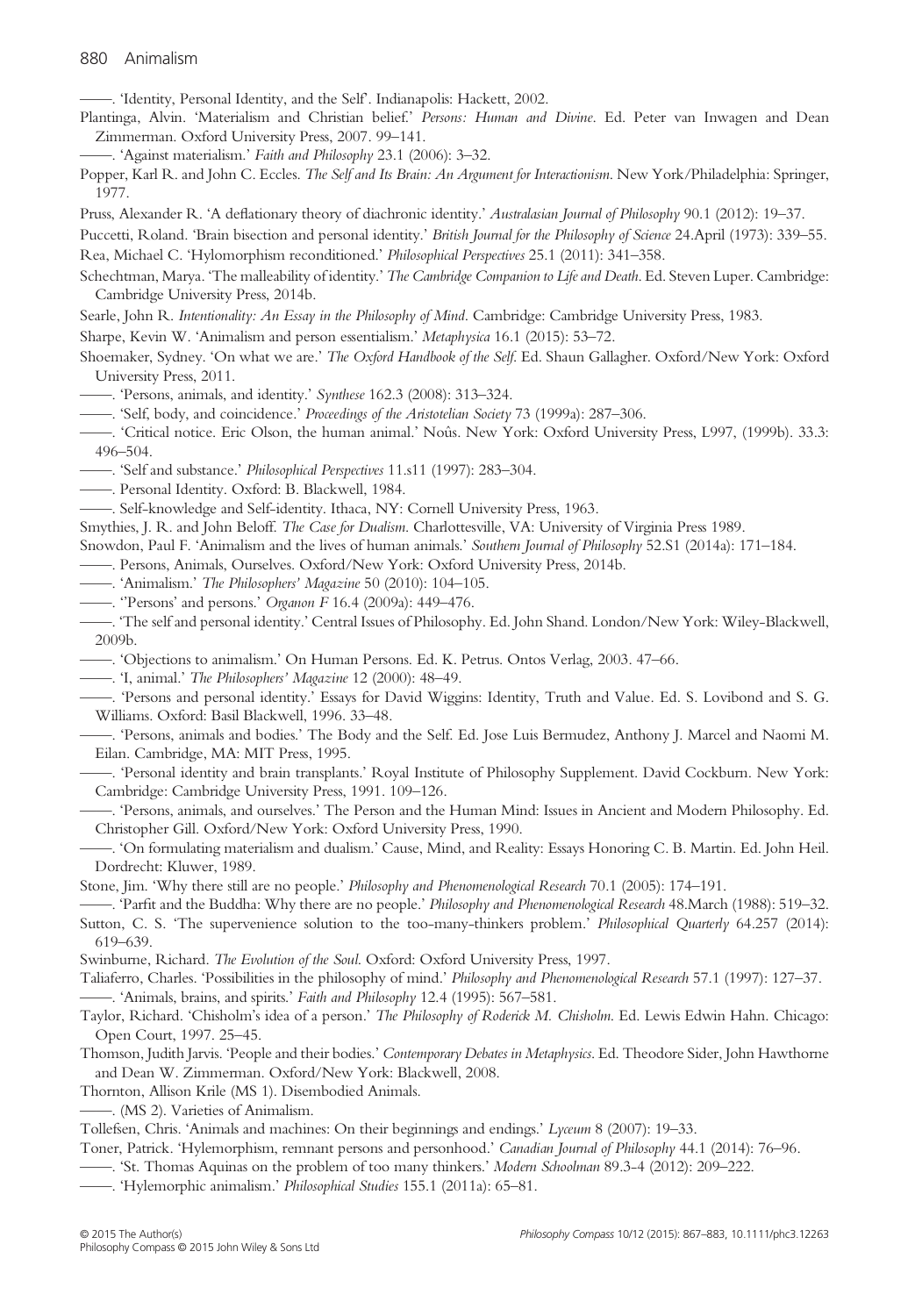——. 'Identity, Personal Identity, and the Self'. Indianapolis: Hackett, 2002.

Plantinga, Alvin. 'Materialism and Christian belief.' *Persons: Human and Divine*. Ed. Peter van Inwagen and Dean Zimmerman. Oxford University Press, 2007. 99–141.

——. 'Against materialism.' *Faith and Philosophy* 23.1 (2006): 3–32.

Popper, Karl R. and John C. Eccles. *The Self and Its Brain: An Argument for Interactionism*. New York/Philadelphia: Springer, 1977.

Pruss, Alexander R. 'A deflationary theory of diachronic identity.' *Australasian Journal of Philosophy* 90.1 (2012): 19–37.

Puccetti, Roland. 'Brain bisection and personal identity.' *British Journal for the Philosophy of Science* 24.April (1973): 339–55.

Rea, Michael C. 'Hylomorphism reconditioned.' *Philosophical Perspectives* 25.1 (2011): 341–358.

Schechtman, Marya. 'The malleability of identity.' *The Cambridge Companion to Life and Death*. Ed. Steven Luper. Cambridge: Cambridge University Press, 2014b.

Searle, John R. *Intentionality: An Essay in the Philosophy of Mind*. Cambridge: Cambridge University Press, 1983.

Sharpe, Kevin W. 'Animalism and person essentialism.' *Metaphysica* 16.1 (2015): 53–72.

Shoemaker, Sydney. 'On what we are.' *The Oxford Handbook of the Self*. Ed. Shaun Gallagher. Oxford/New York: Oxford University Press, 2011.

——. 'Persons, animals, and identity.' *Synthese* 162.3 (2008): 313–324.

——. 'Self, body, and coincidence.' *Proceedings of the Aristotelian Society* 73 (1999a): 287–306.

——. 'Critical notice. Eric Olson, the human animal.' Noûs. New York: Oxford University Press, L997, (1999b). 33.3: 496–504.

——. 'Self and substance.' *Philosophical Perspectives* 11.s11 (1997): 283–304.

——. Personal Identity. Oxford: B. Blackwell, 1984.

——. Self-knowledge and Self-identity. Ithaca, NY: Cornell University Press, 1963.

Smythies, J. R. and John Beloff. *The Case for Dualism*. Charlottesville, VA: University of Virginia Press 1989.

Snowdon, Paul F. 'Animalism and the lives of human animals.' *Southern Journal of Philosophy* 52.S1 (2014a): 171–184.

——. Persons, Animals, Ourselves. Oxford/New York: Oxford University Press, 2014b.

——. 'Animalism.' *The Philosophers' Magazine* 50 (2010): 104–105.

——. ''Persons' and persons.' *Organon F* 16.4 (2009a): 449–476.

——. 'The self and personal identity.' Central Issues of Philosophy. Ed. John Shand. London/New York: Wiley-Blackwell, 2009b.

——. 'Objections to animalism.' On Human Persons. Ed. K. Petrus. Ontos Verlag, 2003. 47–66.

——. 'I, animal.' *The Philosophers' Magazine* 12 (2000): 48–49.

——. 'Persons and personal identity.' Essays for David Wiggins: Identity, Truth and Value. Ed. S. Lovibond and S. G. Williams. Oxford: Basil Blackwell, 1996. 33–48.

——. 'Persons, animals and bodies.' The Body and the Self. Ed. Jose Luis Bermudez, Anthony J. Marcel and Naomi M. Eilan. Cambridge, MA: MIT Press, 1995.

——. 'Personal identity and brain transplants.' Royal Institute of Philosophy Supplement. David Cockburn. New York: Cambridge: Cambridge University Press, 1991. 109–126.

——. 'Persons, animals, and ourselves.' The Person and the Human Mind: Issues in Ancient and Modern Philosophy. Ed. Christopher Gill. Oxford/New York: Oxford University Press, 1990.

——. 'On formulating materialism and dualism.' Cause, Mind, and Reality: Essays Honoring C. B. Martin. Ed. John Heil. Dordrecht: Kluwer, 1989.

Stone, Jim. 'Why there still are no people.' *Philosophy and Phenomenological Research* 70.1 (2005): 174–191.

——. 'Parfit and the Buddha: Why there are no people.' *Philosophy and Phenomenological Research* 48.March (1988): 519–32.

Sutton, C. S. 'The supervenience solution to the too-many-thinkers problem.' *Philosophical Quarterly* 64.257 (2014): 619–639.

Swinburne, Richard. *The Evolution of the Soul*. Oxford: Oxford University Press, 1997.

Taliaferro, Charles. 'Possibilities in the philosophy of mind.' *Philosophy and Phenomenological Research* 57.1 (1997): 127–37.

——. 'Animals, brains, and spirits.' *Faith and Philosophy* 12.4 (1995): 567–581.

Taylor, Richard. 'Chisholm's idea of a person.' *The Philosophy of Roderick M. Chisholm*. Ed. Lewis Edwin Hahn. Chicago: Open Court, 1997. 25–45.

Thomson, Judith Jarvis. 'People and their bodies.' *Contemporary Debates in Metaphysics*. Ed. Theodore Sider, John Hawthorne and Dean W. Zimmerman. Oxford/New York: Blackwell, 2008.

Thornton, Allison Krile (MS 1). Disembodied Animals.

——. (MS 2). Varieties of Animalism.

Tollefsen, Chris. 'Animals and machines: On their beginnings and endings.' *Lyceum* 8 (2007): 19–33.

Toner, Patrick. 'Hylemorphism, remnant persons and personhood.' *Canadian Journal of Philosophy* 44.1 (2014): 76–96.

——. 'St. Thomas Aquinas on the problem of too many thinkers.' *Modern Schoolman* 89.3-4 (2012): 209–222.

——. 'Hylemorphic animalism.' *Philosophical Studies* 155.1 (2011a): 65–81.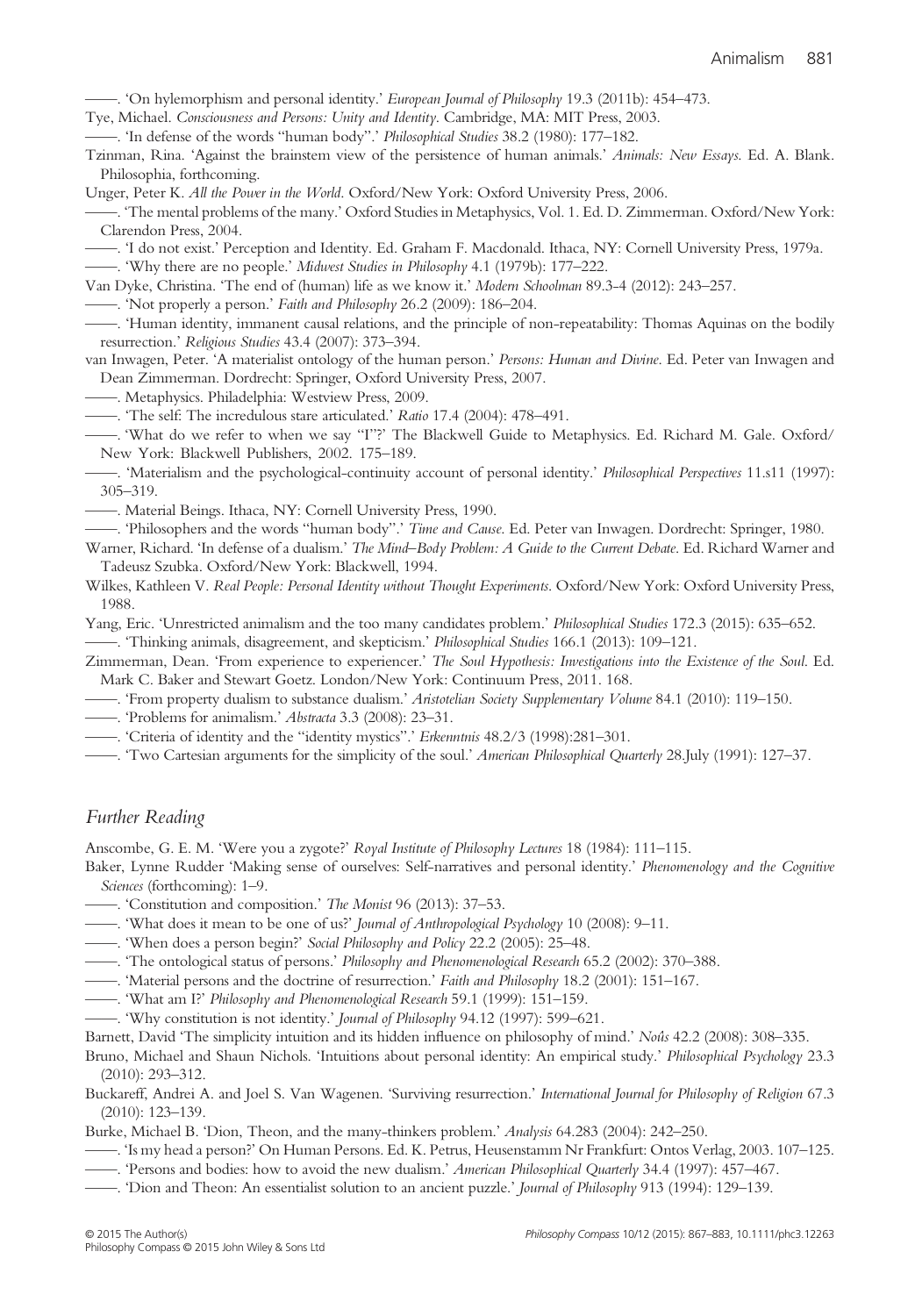——. 'On hylemorphism and personal identity.' *European Journal of Philosophy* 19.3 (2011b): 454–473.

Tye, Michael. *Consciousness and Persons: Unity and Identity*. Cambridge, MA: MIT Press, 2003.

——. 'In defense of the words "human body".' *Philosophical Studies* 38.2 (1980): 177–182.

Tzinman, Rina. 'Against the brainstem view of the persistence of human animals.' *Animals: New Essays*. Ed. A. Blank. Philosophia, forthcoming.

Unger, Peter K. *All the Power in the World*. Oxford/New York: Oxford University Press, 2006.

——. 'The mental problems of the many.' Oxford Studies in Metaphysics, Vol. 1. Ed. D. Zimmerman. Oxford/New York: Clarendon Press, 2004.

——. 'I do not exist.' Perception and Identity. Ed. Graham F. Macdonald. Ithaca, NY: Cornell University Press, 1979a.

——. 'Why there are no people.' *Midwest Studies in Philosophy* 4.1 (1979b): 177–222.

Van Dyke, Christina. 'The end of (human) life as we know it.' *Modern Schoolman* 89.3-4 (2012): 243–257.

——. 'Not properly a person.' *Faith and Philosophy* 26.2 (2009): 186–204.

——. 'Human identity, immanent causal relations, and the principle of non-repeatability: Thomas Aquinas on the bodily resurrection.' *Religious Studies* 43.4 (2007): 373–394.

van Inwagen, Peter. 'A materialist ontology of the human person.' *Persons: Human and Divine*. Ed. Peter van Inwagen and Dean Zimmerman. Dordrecht: Springer, Oxford University Press, 2007.

——. Metaphysics. Philadelphia: Westview Press, 2009.

——. 'The self: The incredulous stare articulated.' *Ratio* 17.4 (2004): 478–491.

——. 'What do we refer to when we say "I"?' The Blackwell Guide to Metaphysics. Ed. Richard M. Gale. Oxford/New York: Blackwell Publishers, 2002. 175–189.

——. 'Materialism and the psychological-continuity account of personal identity.' *Philosophical Perspectives* 11.s11 (1997): 305–319.

——. Material Beings. Ithaca, NY: Cornell University Press, 1990.

——. 'Philosophers and the words "human body".' *Time and Cause*. Ed. Peter van Inwagen. Dordrecht: Springer, 1980.

Warner, Richard. 'In defense of a dualism.' *The Mind–Body Problem: A Guide to the Current Debate*. Ed. Richard Warner and Tadeusz Szubka. Oxford/New York: Blackwell, 1994.

Wilkes, Kathleen V. *Real People: Personal Identity without Thought Experiments*. Oxford/New York: Oxford University Press, 1988.

Yang, Eric. 'Unrestricted animalism and the too many candidates problem.' *Philosophical Studies* 172.3 (2015): 635–652.

——. 'Thinking animals, disagreement, and skepticism.' *Philosophical Studies* 166.1 (2013): 109–121.

Zimmerman, Dean. 'From experience to experiencer.' *The Soul Hypothesis: Investigations into the Existence of the Soul*. Ed. Mark C. Baker and Stewart Goetz. London/New York: Continuum Press, 2011. 168.

——. 'From property dualism to substance dualism.' *Aristotelian Society Supplementary Volume* 84.1 (2010): 119–150.

——. 'Problems for animalism.' *Abstracta* 3.3 (2008): 23–31.

——. 'Criteria of identity and the "identity mystics".' *Erkenntnis* 48.2/3 (1998):281–301.

——. 'Two Cartesian arguments for the simplicity of the soul.' *American Philosophical Quarterly* 28.July (1991): 127–37.

## Further Reading

Anscombe, G. E. M. 'Were you a zygote?' *Royal Institute of Philosophy Lectures* 18 (1984): 111–115.

Baker, Lynne Rudder 'Making sense of ourselves: Self-narratives and personal identity.' *Phenomenology and the Cognitive Sciences* (forthcoming): 1–9.

——. 'Constitution and composition.' *The Monist* 96 (2013): 37–53.

——. 'What does it mean to be one of us?' *Journal of Anthropological Psychology* 10 (2008): 9–11.

——. 'When does a person begin?' *Social Philosophy and Policy* 22.2 (2005): 25–48.

——. 'The ontological status of persons.' *Philosophy and Phenomenological Research* 65.2 (2002): 370–388.

——. 'Material persons and the doctrine of resurrection.' *Faith and Philosophy* 18.2 (2001): 151–167.

——. 'What am I?' *Philosophy and Phenomenological Research* 59.1 (1999): 151–159.

——. 'Why constitution is not identity.' *Journal of Philosophy* 94.12 (1997): 599–621.

Barnett, David 'The simplicity intuition and its hidden influence on philosophy of mind.' *Noûs* 42.2 (2008): 308–335.

Bruno, Michael and Shaun Nichols. 'Intuitions about personal identity: An empirical study.' *Philosophical Psychology* 23.3 (2010): 293–312.

Buckareff, Andrei A. and Joel S. Van Wagenen. 'Surviving resurrection.' *International Journal for Philosophy of Religion* 67.3 (2010): 123–139.

Burke, Michael B. 'Dion, Theon, and the many-thinkers problem.' *Analysis* 64.283 (2004): 242–250.

——. 'Is my head a person?' On Human Persons. Ed. K. Petrus, Heusenstamm Nr Frankfurt: Ontos Verlag, 2003. 107–125.

——. 'Persons and bodies: how to avoid the new dualism.' *American Philosophical Quarterly* 34.4 (1997): 457–467.

——. 'Dion and Theon: An essentialist solution to an ancient puzzle.' *Journal of Philosophy* 913 (1994): 129–139.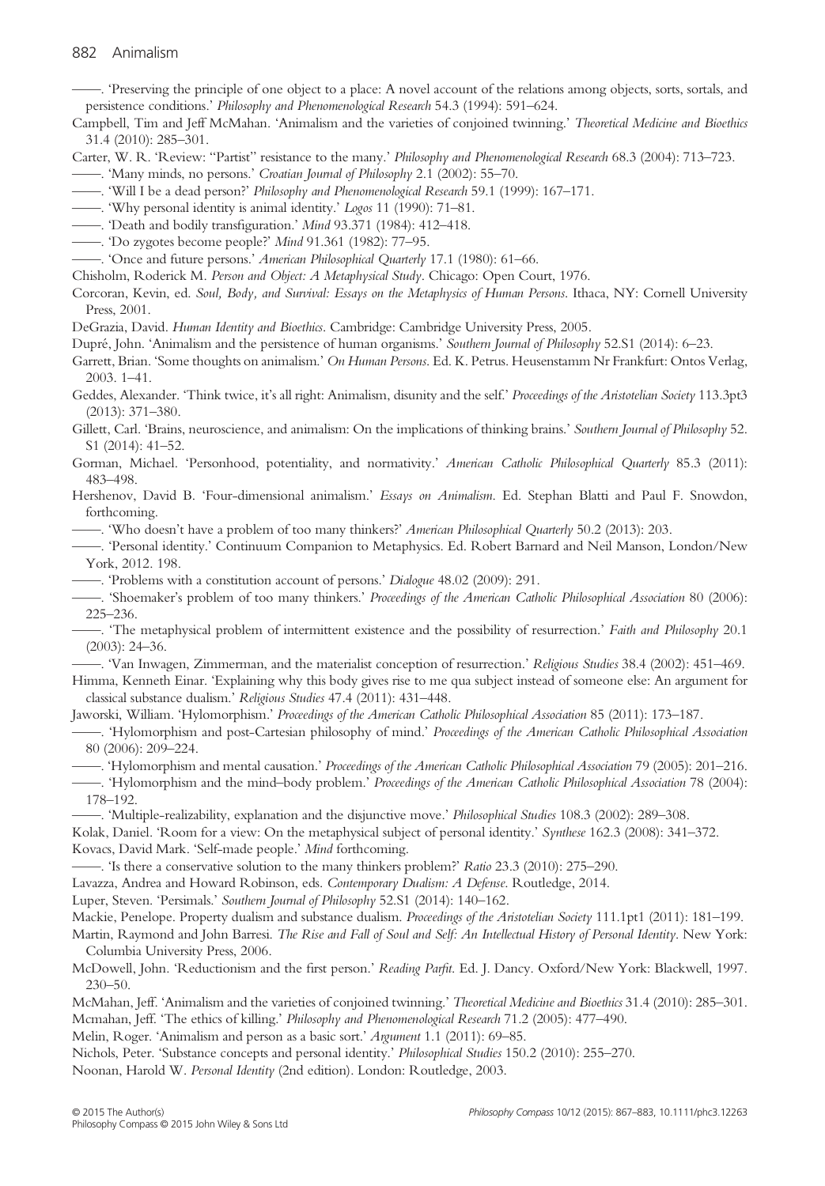——. 'Preserving the principle of one object to a place: A novel account of the relations among objects, sorts, sortals, and persistence conditions.' *Philosophy and Phenomenological Research* 54.3 (1994): 591–624.

Campbell, Tim and Jeff McMahan. 'Animalism and the varieties of conjoined twinning.' *Theoretical Medicine and Bioethics* 31.4 (2010): 285–301.

Carter, W. R. 'Review: "Partist" resistance to the many.' *Philosophy and Phenomenological Research* 68.3 (2004): 713–723.

——. 'Many minds, no persons.' *Croatian Journal of Philosophy* 2.1 (2002): 55–70.

——. 'Will I be a dead person?' *Philosophy and Phenomenological Research* 59.1 (1999): 167–171.

——. 'Why personal identity is animal identity.' *Logos* 11 (1990): 71–81.

——. 'Death and bodily transfiguration.' *Mind* 93.371 (1984): 412–418.

——. 'Do zygotes become people?' *Mind* 91.361 (1982): 77–95.

——. 'Once and future persons.' *American Philosophical Quarterly* 17.1 (1980): 61–66.

Chisholm, Roderick M. *Person and Object: A Metaphysical Study*. Chicago: Open Court, 1976.

Corcoran, Kevin, ed. *Soul, Body, and Survival: Essays on the Metaphysics of Human Persons*. Ithaca, NY: Cornell University Press, 2001.

DeGrazia, David. *Human Identity and Bioethics*. Cambridge: Cambridge University Press, 2005.

Dupré, John. 'Animalism and the persistence of human organisms.' *Southern Journal of Philosophy* 52.S1 (2014): 6–23.

Garrett, Brian. 'Some thoughts on animalism.' *On Human Persons*. Ed. K. Petrus. Heusenstamm Nr Frankfurt: Ontos Verlag, 2003. 1–41.

Geddes, Alexander. 'Think twice, it's all right: Animalism, disunity and the self.' *Proceedings of the Aristotelian Society* 113.3pt3 (2013): 371–380.

Gillett, Carl. 'Brains, neuroscience, and animalism: On the implications of thinking brains.' *Southern Journal of Philosophy* 52. S1 (2014): 41–52.

Gorman, Michael. 'Personhood, potentiality, and normativity.' *American Catholic Philosophical Quarterly* 85.3 (2011): 483–498.

Hershenov, David B. 'Four-dimensional animalism.' *Essays on Animalism*. Ed. Stephan Blatti and Paul F. Snowdon, forthcoming.

——. 'Who doesn't have a problem of too many thinkers?' *American Philosophical Quarterly* 50.2 (2013): 203.

——. 'Personal identity.' Continuum Companion to Metaphysics. Ed. Robert Barnard and Neil Manson, London/New York, 2012. 198.

——. 'Problems with a constitution account of persons.' *Dialogue* 48.02 (2009): 291.

——. 'Shoemaker's problem of too many thinkers.' *Proceedings of the American Catholic Philosophical Association* 80 (2006): 225–236.

——. 'The metaphysical problem of intermittent existence and the possibility of resurrection.' *Faith and Philosophy* 20.1 (2003): 24–36.

——. 'Van Inwagen, Zimmerman, and the materialist conception of resurrection.' *Religious Studies* 38.4 (2002): 451–469.

Himma, Kenneth Einar. 'Explaining why this body gives rise to me qua subject instead of someone else: An argument for classical substance dualism.' *Religious Studies* 47.4 (2011): 431–448.

Jaworski, William. 'Hylomorphism.' *Proceedings of the American Catholic Philosophical Association* 85 (2011): 173–187.

——. 'Hylomorphism and post-Cartesian philosophy of mind.' *Proceedings of the American Catholic Philosophical Association* 80 (2006): 209–224.

——. 'Hylomorphism and mental causation.' *Proceedings of the American Catholic Philosophical Association* 79 (2005): 201–216.

——. 'Hylomorphism and the mind–body problem.' *Proceedings of the American Catholic Philosophical Association* 78 (2004): 178–192.

——. 'Multiple-realizability, explanation and the disjunctive move.' *Philosophical Studies* 108.3 (2002): 289–308.

Kolak, Daniel. 'Room for a view: On the metaphysical subject of personal identity.' *Synthese* 162.3 (2008): 341–372.

Kovacs, David Mark. 'Self-made people.' *Mind* forthcoming.

——. 'Is there a conservative solution to the many thinkers problem?' *Ratio* 23.3 (2010): 275–290.

Lavazza, Andrea and Howard Robinson, eds. *Contemporary Dualism: A Defense*. Routledge, 2014.

Luper, Steven. 'Persimals.' *Southern Journal of Philosophy* 52.S1 (2014): 140–162.

Mackie, Penelope. Property dualism and substance dualism. *Proceedings of the Aristotelian Society* 111.1pt1 (2011): 181–199.

Martin, Raymond and John Barresi. *The Rise and Fall of Soul and Self: An Intellectual History of Personal Identity*. New York: Columbia University Press, 2006.

McDowell, John. 'Reductionism and the first person.' *Reading Parfit*. Ed. J. Dancy. Oxford/New York: Blackwell, 1997. 230–50.

McMahan, Jeff. 'Animalism and the varieties of conjoined twinning.' *Theoretical Medicine and Bioethics* 31.4 (2010): 285–301.

Mcmahan, Jeff. 'The ethics of killing.' *Philosophy and Phenomenological Research* 71.2 (2005): 477–490.

Melin, Roger. 'Animalism and person as a basic sort.' *Argument* 1.1 (2011): 69–85.

Nichols, Peter. 'Substance concepts and personal identity.' *Philosophical Studies* 150.2 (2010): 255–270.

Noonan, Harold W. *Personal Identity* (2nd edition). London: Routledge, 2003.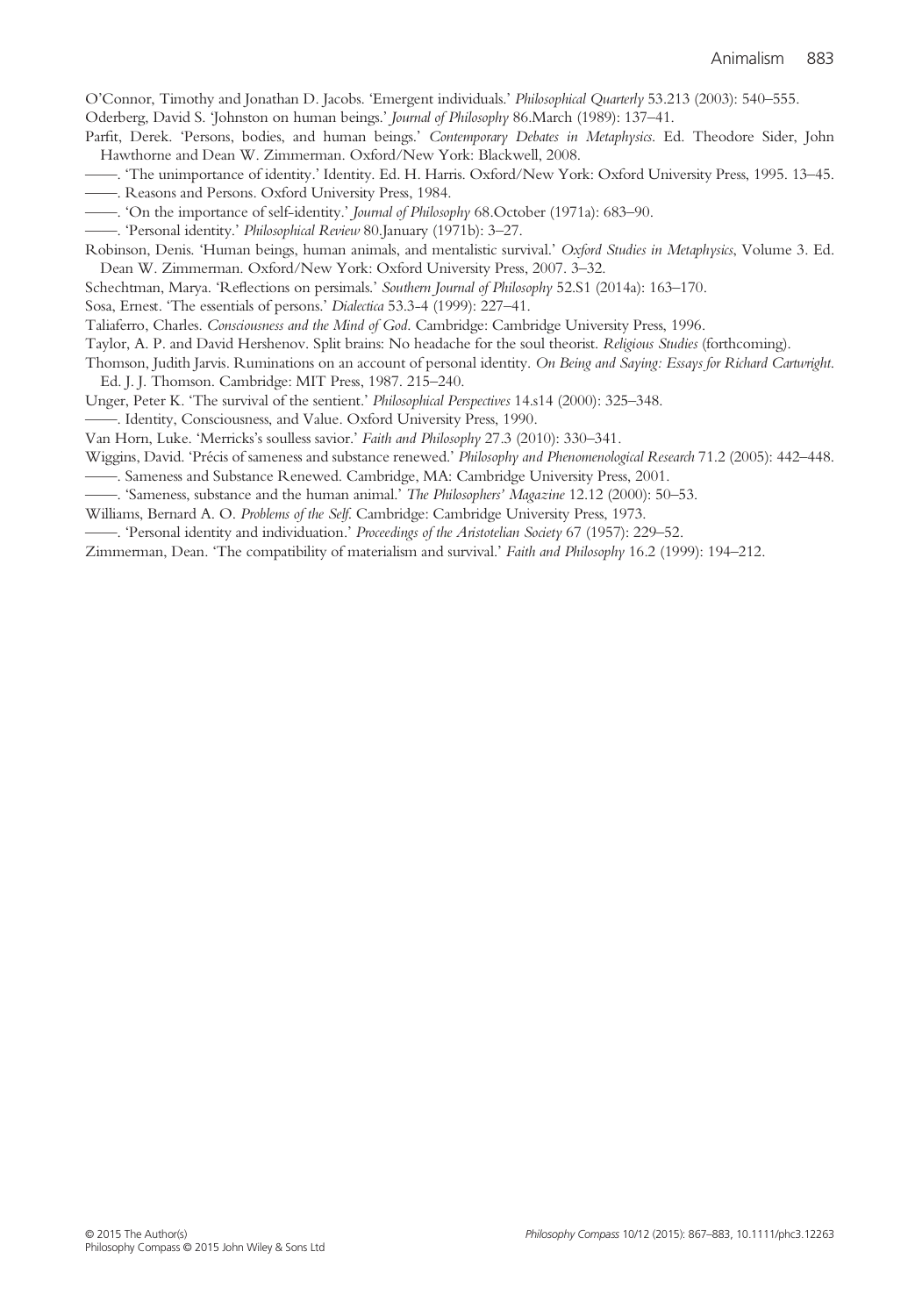O'Connor, Timothy and Jonathan D. Jacobs. 'Emergent individuals.' *Philosophical Quarterly* 53.213 (2003): 540–555.

Oderberg, David S. 'Johnston on human beings.' *Journal of Philosophy* 86.March (1989): 137–41.

Parfit, Derek. 'Persons, bodies, and human beings.' *Contemporary Debates in Metaphysics*. Ed. Theodore Sider, John Hawthorne and Dean W. Zimmerman. Oxford/New York: Blackwell, 2008.

——. 'The unimportance of identity.' Identity. Ed. H. Harris. Oxford/New York: Oxford University Press, 1995. 13–45.

——. Reasons and Persons. Oxford University Press, 1984.

——. 'On the importance of self-identity.' *Journal of Philosophy* 68.October (1971a): 683–90.

——. 'Personal identity.' *Philosophical Review* 80.January (1971b): 3–27.

Robinson, Denis. 'Human beings, human animals, and mentalistic survival.' *Oxford Studies in Metaphysics*, Volume 3. Ed. Dean W. Zimmerman. Oxford/New York: Oxford University Press, 2007. 3–32.

Schechtman, Marya. 'Reflections on persimals.' *Southern Journal of Philosophy* 52.S1 (2014a): 163–170.

Sosa, Ernest. 'The essentials of persons.' *Dialectica* 53.3-4 (1999): 227–41.

Taliaferro, Charles. *Consciousness and the Mind of God*. Cambridge: Cambridge University Press, 1996.

Taylor, A. P. and David Hershenov. Split brains: No headache for the soul theorist. *Religious Studies* (forthcoming).

Thomson, Judith Jarvis. Ruminations on an account of personal identity. *On Being and Saying: Essays for Richard Cartwright*. Ed. J. J. Thomson. Cambridge: MIT Press, 1987. 215–240.

Unger, Peter K. 'The survival of the sentient.' *Philosophical Perspectives* 14.s14 (2000): 325–348.

——. Identity, Consciousness, and Value. Oxford University Press, 1990.

Van Horn, Luke. 'Merricks's soulless savior.' *Faith and Philosophy* 27.3 (2010): 330–341.

Wiggins, David. 'Précis of sameness and substance renewed.' *Philosophy and Phenomenological Research* 71.2 (2005): 442–448.

——. Sameness and Substance Renewed. Cambridge, MA: Cambridge University Press, 2001.

——. 'Sameness, substance and the human animal.' *The Philosophers' Magazine* 12.12 (2000): 50–53.

Williams, Bernard A. O. *Problems of the Self*. Cambridge: Cambridge University Press, 1973.

——. 'Personal identity and individuation.' *Proceedings of the Aristotelian Society* 67 (1957): 229–52.

Zimmerman, Dean. 'The compatibility of materialism and survival.' *Faith and Philosophy* 16.2 (1999): 194–212.